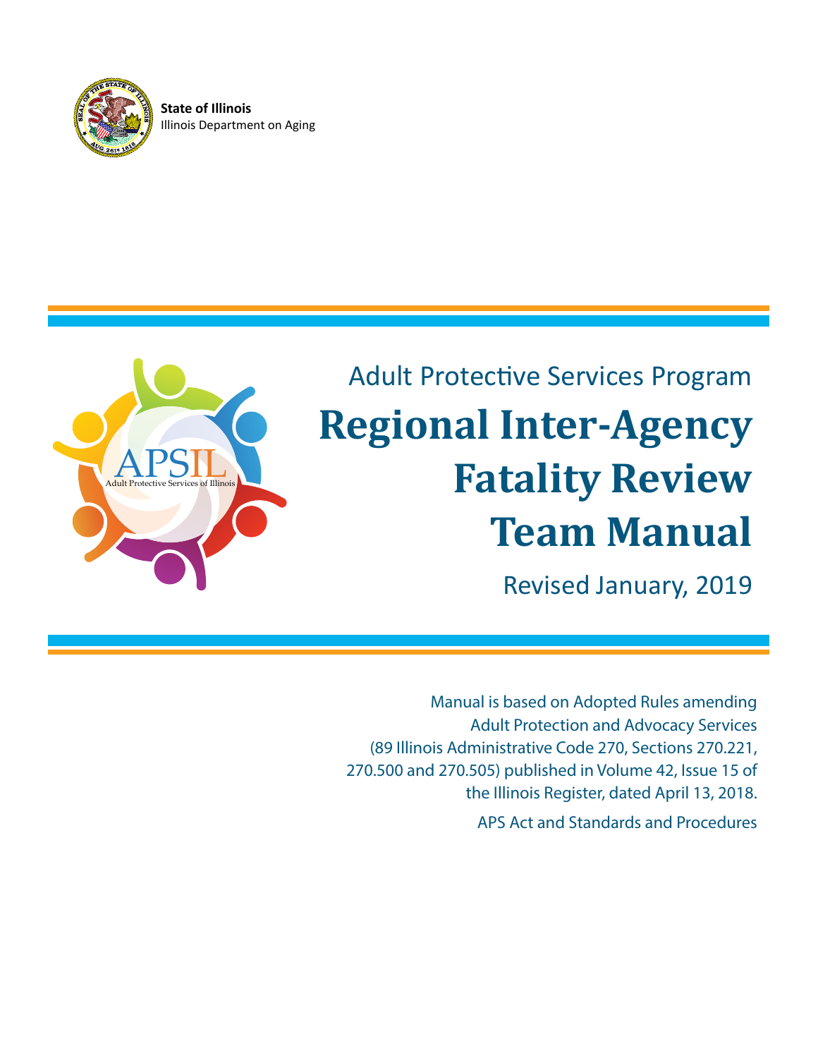**State of Illinois**
Illinois Department on Aging

Adult Protective Services Program

# Regional Inter-Agency Fatality Review Team Manual

Revised January, 2019

Manual is based on Adopted Rules amending Adult Protection and Advocacy Services (89 Illinois Administrative Code 270, Sections 270.221, 270.500 and 270.505) published in Volume 42, Issue 15 of the Illinois Register, dated April 13, 2018.

APS Act and Standards and Procedures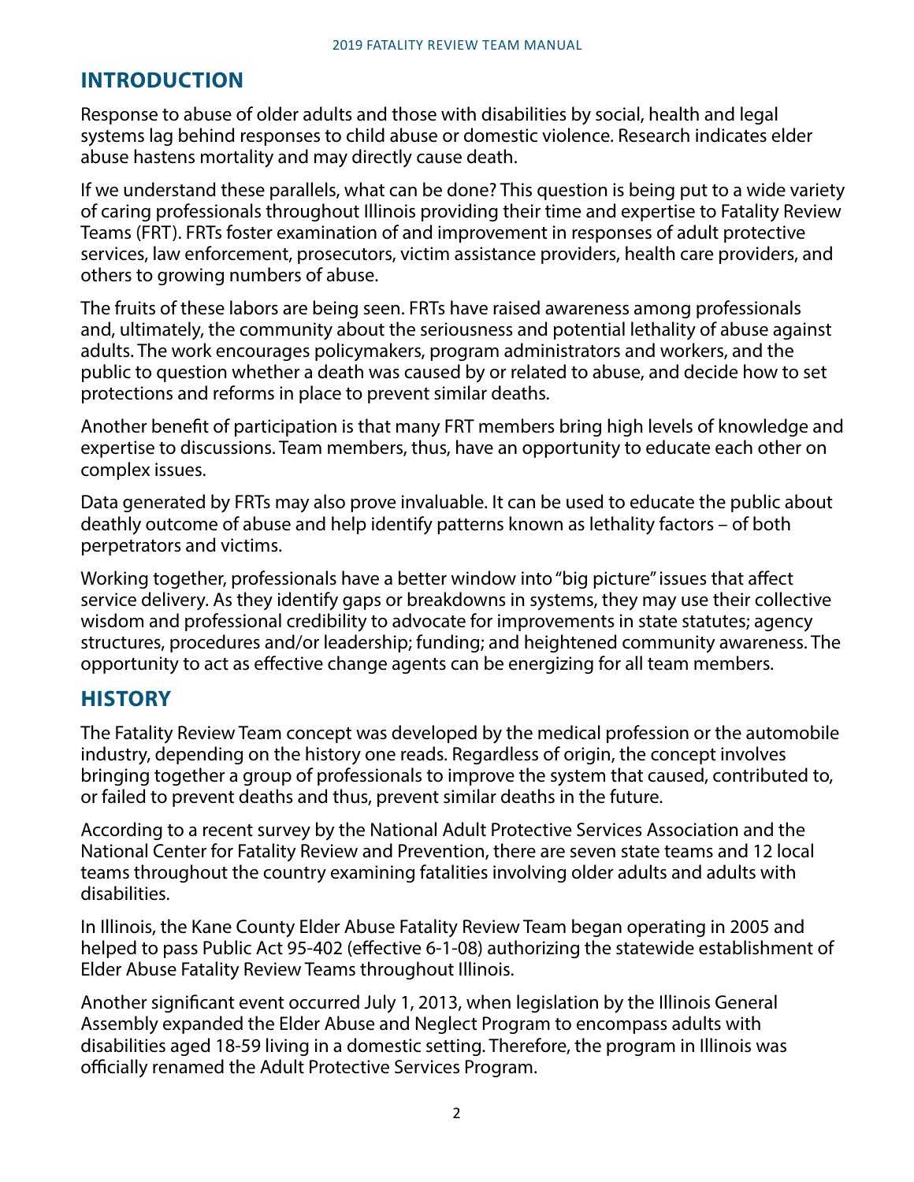## INTRODUCTION

Response to abuse of older adults and those with disabilities by social, health and legal systems lag behind responses to child abuse or domestic violence. Research indicates elder abuse hastens mortality and may directly cause death.

If we understand these parallels, what can be done? This question is being put to a wide variety of caring professionals throughout Illinois providing their time and expertise to Fatality Review Teams (FRT). FRTs foster examination of and improvement in responses of adult protective services, law enforcement, prosecutors, victim assistance providers, health care providers, and others to growing numbers of abuse.

The fruits of these labors are being seen. FRTs have raised awareness among professionals and, ultimately, the community about the seriousness and potential lethality of abuse against adults. The work encourages policymakers, program administrators and workers, and the public to question whether a death was caused by or related to abuse, and decide how to set protections and reforms in place to prevent similar deaths.

Another benefit of participation is that many FRT members bring high levels of knowledge and expertise to discussions. Team members, thus, have an opportunity to educate each other on complex issues.

Data generated by FRTs may also prove invaluable. It can be used to educate the public about deathly outcome of abuse and help identify patterns known as lethality factors – of both perpetrators and victims.

Working together, professionals have a better window into "big picture" issues that affect service delivery. As they identify gaps or breakdowns in systems, they may use their collective wisdom and professional credibility to advocate for improvements in state statutes; agency structures, procedures and/or leadership; funding; and heightened community awareness. The opportunity to act as effective change agents can be energizing for all team members.

## HISTORY

The Fatality Review Team concept was developed by the medical profession or the automobile industry, depending on the history one reads. Regardless of origin, the concept involves bringing together a group of professionals to improve the system that caused, contributed to, or failed to prevent deaths and thus, prevent similar deaths in the future.

According to a recent survey by the National Adult Protective Services Association and the National Center for Fatality Review and Prevention, there are seven state teams and 12 local teams throughout the country examining fatalities involving older adults and adults with disabilities.

In Illinois, the Kane County Elder Abuse Fatality Review Team began operating in 2005 and helped to pass Public Act 95-402 (effective 6-1-08) authorizing the statewide establishment of Elder Abuse Fatality Review Teams throughout Illinois.

Another significant event occurred July 1, 2013, when legislation by the Illinois General Assembly expanded the Elder Abuse and Neglect Program to encompass adults with disabilities aged 18-59 living in a domestic setting. Therefore, the program in Illinois was officially renamed the Adult Protective Services Program.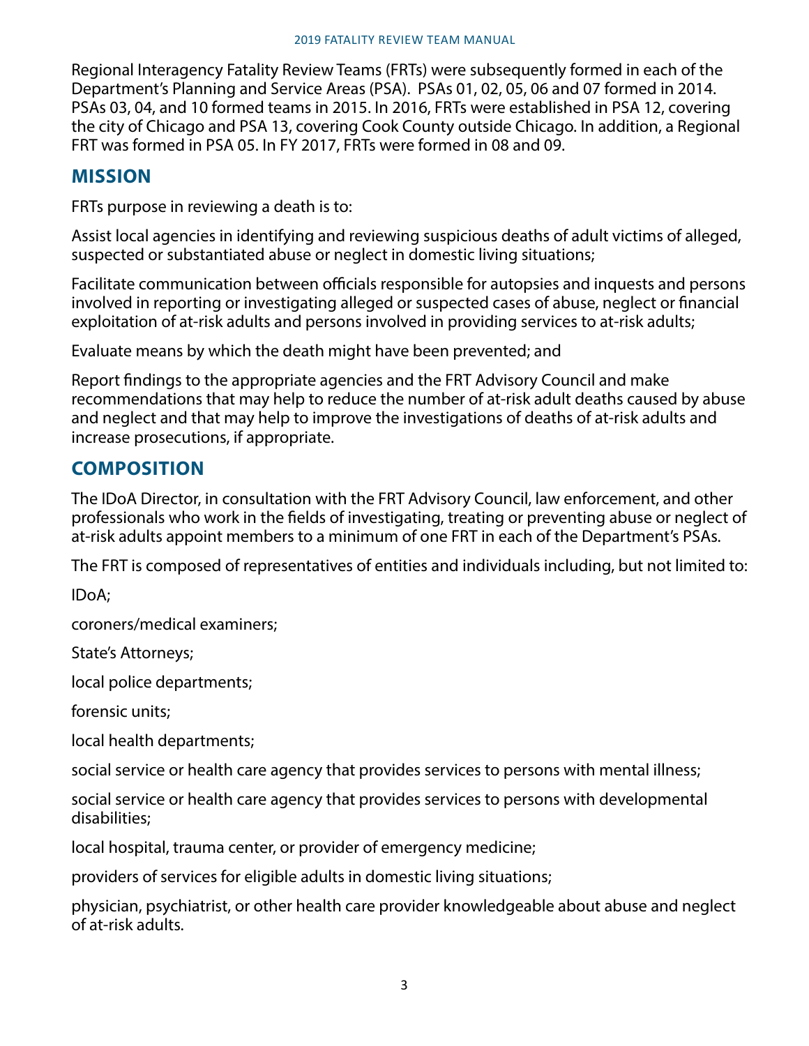Regional Interagency Fatality Review Teams (FRTs) were subsequently formed in each of the Department's Planning and Service Areas (PSA). PSAs 01, 02, 05, 06 and 07 formed in 2014. PSAs 03, 04, and 10 formed teams in 2015. In 2016, FRTs were established in PSA 12, covering the city of Chicago and PSA 13, covering Cook County outside Chicago. In addition, a Regional FRT was formed in PSA 05. In FY 2017, FRTs were formed in 08 and 09.

## MISSION

FRTs purpose in reviewing a death is to:

Assist local agencies in identifying and reviewing suspicious deaths of adult victims of alleged, suspected or substantiated abuse or neglect in domestic living situations;

Facilitate communication between officials responsible for autopsies and inquests and persons involved in reporting or investigating alleged or suspected cases of abuse, neglect or financial exploitation of at-risk adults and persons involved in providing services to at-risk adults;

Evaluate means by which the death might have been prevented; and

Report findings to the appropriate agencies and the FRT Advisory Council and make recommendations that may help to reduce the number of at-risk adult deaths caused by abuse and neglect and that may help to improve the investigations of deaths of at-risk adults and increase prosecutions, if appropriate.

## COMPOSITION

The IDoA Director, in consultation with the FRT Advisory Council, law enforcement, and other professionals who work in the fields of investigating, treating or preventing abuse or neglect of at-risk adults appoint members to a minimum of one FRT in each of the Department's PSAs.

The FRT is composed of representatives of entities and individuals including, but not limited to:

IDoA;

coroners/medical examiners;

State's Attorneys;

local police departments;

forensic units;

local health departments;

social service or health care agency that provides services to persons with mental illness;

social service or health care agency that provides services to persons with developmental disabilities;

local hospital, trauma center, or provider of emergency medicine;

providers of services for eligible adults in domestic living situations;

physician, psychiatrist, or other health care provider knowledgeable about abuse and neglect of at-risk adults.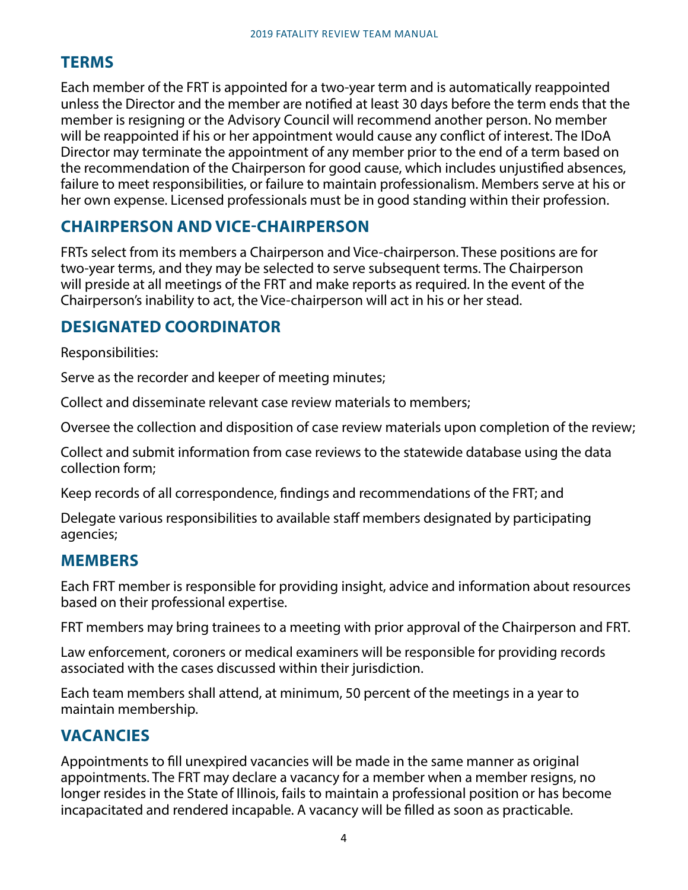## TERMS

Each member of the FRT is appointed for a two-year term and is automatically reappointed unless the Director and the member are notified at least 30 days before the term ends that the member is resigning or the Advisory Council will recommend another person. No member will be reappointed if his or her appointment would cause any conflict of interest. The IDoA Director may terminate the appointment of any member prior to the end of a term based on the recommendation of the Chairperson for good cause, which includes unjustified absences, failure to meet responsibilities, or failure to maintain professionalism. Members serve at his or her own expense. Licensed professionals must be in good standing within their profession.

## CHAIRPERSON AND VICE-CHAIRPERSON

FRTs select from its members a Chairperson and Vice-chairperson. These positions are for two-year terms, and they may be selected to serve subsequent terms. The Chairperson will preside at all meetings of the FRT and make reports as required. In the event of the Chairperson's inability to act, the Vice-chairperson will act in his or her stead.

## DESIGNATED COORDINATOR

Responsibilities:

Serve as the recorder and keeper of meeting minutes;

Collect and disseminate relevant case review materials to members;

Oversee the collection and disposition of case review materials upon completion of the review;

Collect and submit information from case reviews to the statewide database using the data collection form;

Keep records of all correspondence, findings and recommendations of the FRT; and

Delegate various responsibilities to available staff members designated by participating agencies;

## MEMBERS

Each FRT member is responsible for providing insight, advice and information about resources based on their professional expertise.

FRT members may bring trainees to a meeting with prior approval of the Chairperson and FRT.

Law enforcement, coroners or medical examiners will be responsible for providing records associated with the cases discussed within their jurisdiction.

Each team members shall attend, at minimum, 50 percent of the meetings in a year to maintain membership.

## VACANCIES

Appointments to fill unexpired vacancies will be made in the same manner as original appointments. The FRT may declare a vacancy for a member when a member resigns, no longer resides in the State of Illinois, fails to maintain a professional position or has become incapacitated and rendered incapable. A vacancy will be filled as soon as practicable.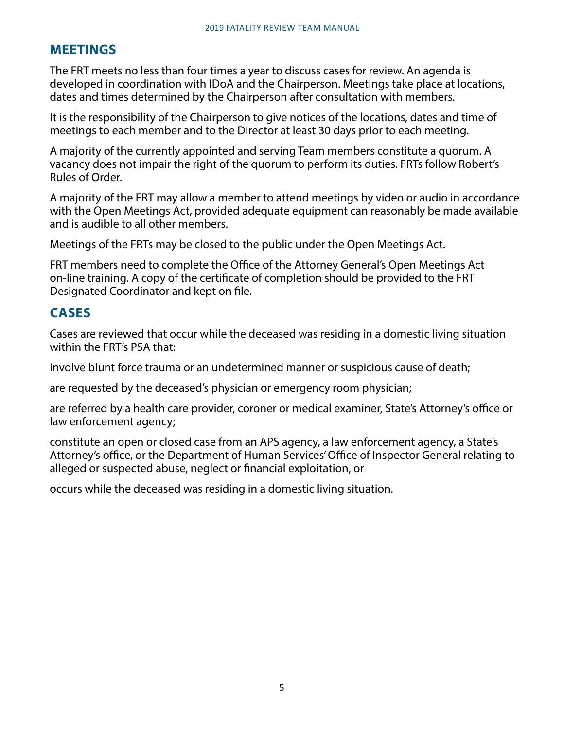## MEETINGS

The FRT meets no less than four times a year to discuss cases for review. An agenda is developed in coordination with IDoA and the Chairperson. Meetings take place at locations, dates and times determined by the Chairperson after consultation with members.

It is the responsibility of the Chairperson to give notices of the locations, dates and time of meetings to each member and to the Director at least 30 days prior to each meeting.

A majority of the currently appointed and serving Team members constitute a quorum. A vacancy does not impair the right of the quorum to perform its duties. FRTs follow Robert's Rules of Order.

A majority of the FRT may allow a member to attend meetings by video or audio in accordance with the Open Meetings Act, provided adequate equipment can reasonably be made available and is audible to all other members.

Meetings of the FRTs may be closed to the public under the Open Meetings Act.

FRT members need to complete the Office of the Attorney General's Open Meetings Act on-line training. A copy of the certificate of completion should be provided to the FRT Designated Coordinator and kept on file.

## CASES

Cases are reviewed that occur while the deceased was residing in a domestic living situation within the FRT's PSA that:

involve blunt force trauma or an undetermined manner or suspicious cause of death;

are requested by the deceased's physician or emergency room physician;

are referred by a health care provider, coroner or medical examiner, State's Attorney's office or law enforcement agency;

constitute an open or closed case from an APS agency, a law enforcement agency, a State's Attorney's office, or the Department of Human Services' Office of Inspector General relating to alleged or suspected abuse, neglect or financial exploitation, or

occurs while the deceased was residing in a domestic living situation.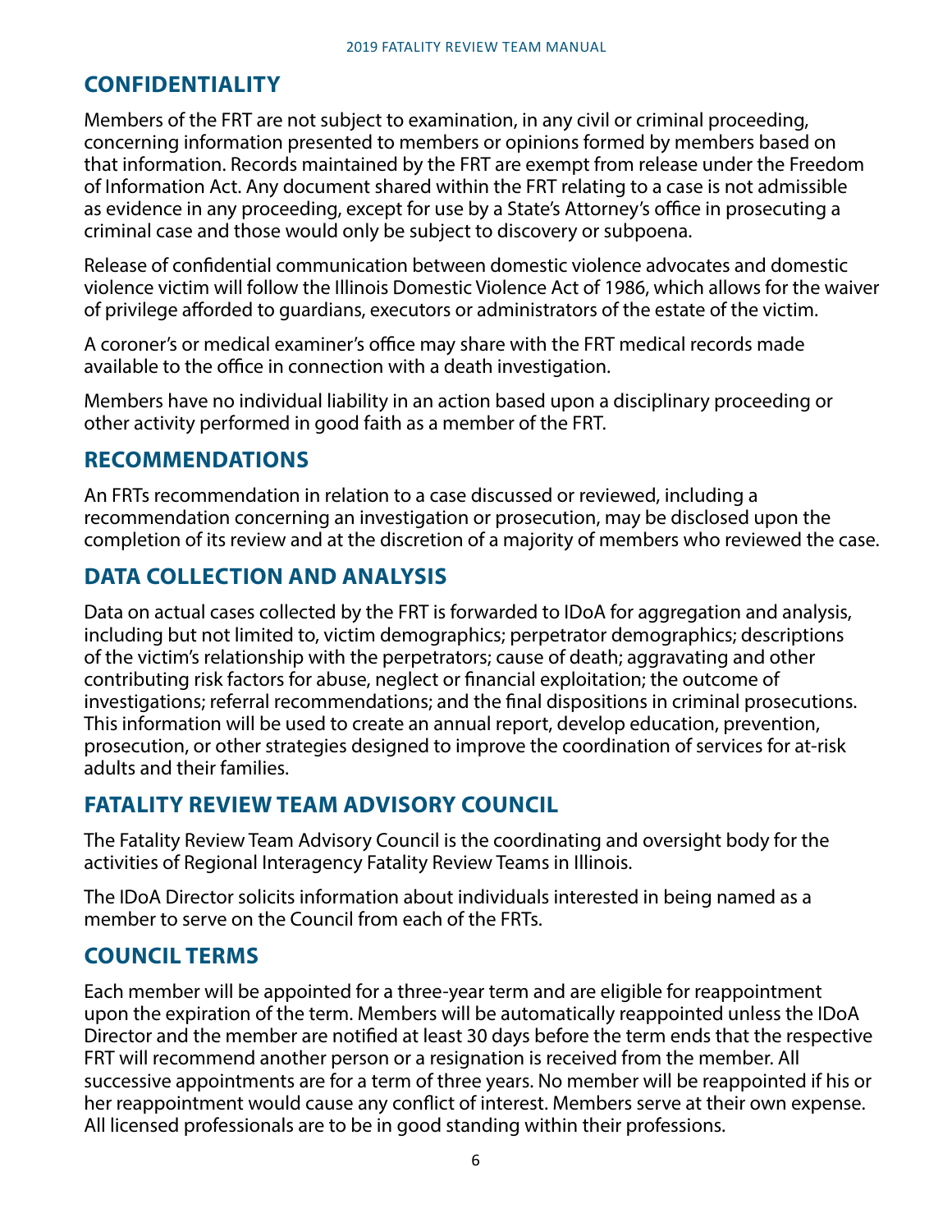## CONFIDENTIALITY

Members of the FRT are not subject to examination, in any civil or criminal proceeding, concerning information presented to members or opinions formed by members based on that information. Records maintained by the FRT are exempt from release under the Freedom of Information Act. Any document shared within the FRT relating to a case is not admissible as evidence in any proceeding, except for use by a State's Attorney's office in prosecuting a criminal case and those would only be subject to discovery or subpoena.

Release of confidential communication between domestic violence advocates and domestic violence victim will follow the Illinois Domestic Violence Act of 1986, which allows for the waiver of privilege afforded to guardians, executors or administrators of the estate of the victim.

A coroner's or medical examiner's office may share with the FRT medical records made available to the office in connection with a death investigation.

Members have no individual liability in an action based upon a disciplinary proceeding or other activity performed in good faith as a member of the FRT.

## RECOMMENDATIONS

An FRTs recommendation in relation to a case discussed or reviewed, including a recommendation concerning an investigation or prosecution, may be disclosed upon the completion of its review and at the discretion of a majority of members who reviewed the case.

## DATA COLLECTION AND ANALYSIS

Data on actual cases collected by the FRT is forwarded to IDoA for aggregation and analysis, including but not limited to, victim demographics; perpetrator demographics; descriptions of the victim's relationship with the perpetrators; cause of death; aggravating and other contributing risk factors for abuse, neglect or financial exploitation; the outcome of investigations; referral recommendations; and the final dispositions in criminal prosecutions. This information will be used to create an annual report, develop education, prevention, prosecution, or other strategies designed to improve the coordination of services for at-risk adults and their families.

## FATALITY REVIEW TEAM ADVISORY COUNCIL

The Fatality Review Team Advisory Council is the coordinating and oversight body for the activities of Regional Interagency Fatality Review Teams in Illinois.

The IDoA Director solicits information about individuals interested in being named as a member to serve on the Council from each of the FRTs.

## COUNCIL TERMS

Each member will be appointed for a three-year term and are eligible for reappointment upon the expiration of the term. Members will be automatically reappointed unless the IDoA Director and the member are notified at least 30 days before the term ends that the respective FRT will recommend another person or a resignation is received from the member. All successive appointments are for a term of three years. No member will be reappointed if his or her reappointment would cause any conflict of interest. Members serve at their own expense. All licensed professionals are to be in good standing within their professions.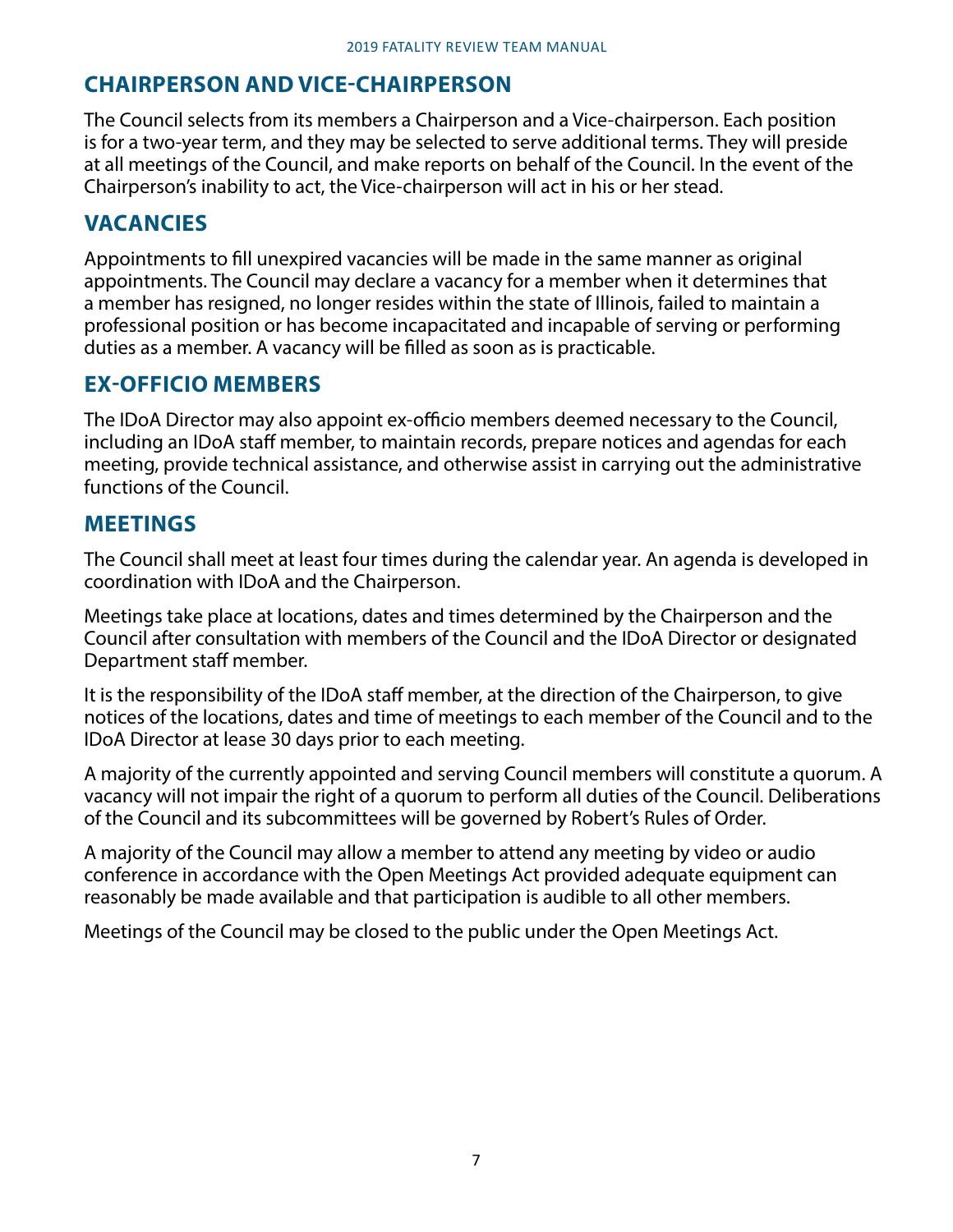## CHAIRPERSON AND VICE-CHAIRPERSON

The Council selects from its members a Chairperson and a Vice-chairperson. Each position is for a two-year term, and they may be selected to serve additional terms. They will preside at all meetings of the Council, and make reports on behalf of the Council. In the event of the Chairperson's inability to act, the Vice-chairperson will act in his or her stead.

## VACANCIES

Appointments to fill unexpired vacancies will be made in the same manner as original appointments. The Council may declare a vacancy for a member when it determines that a member has resigned, no longer resides within the state of Illinois, failed to maintain a professional position or has become incapacitated and incapable of serving or performing duties as a member. A vacancy will be filled as soon as is practicable.

## EX-OFFICIO MEMBERS

The IDoA Director may also appoint ex-officio members deemed necessary to the Council, including an IDoA staff member, to maintain records, prepare notices and agendas for each meeting, provide technical assistance, and otherwise assist in carrying out the administrative functions of the Council.

## MEETINGS

The Council shall meet at least four times during the calendar year. An agenda is developed in coordination with IDoA and the Chairperson.

Meetings take place at locations, dates and times determined by the Chairperson and the Council after consultation with members of the Council and the IDoA Director or designated Department staff member.

It is the responsibility of the IDoA staff member, at the direction of the Chairperson, to give notices of the locations, dates and time of meetings to each member of the Council and to the IDoA Director at lease 30 days prior to each meeting.

A majority of the currently appointed and serving Council members will constitute a quorum. A vacancy will not impair the right of a quorum to perform all duties of the Council. Deliberations of the Council and its subcommittees will be governed by Robert's Rules of Order.

A majority of the Council may allow a member to attend any meeting by video or audio conference in accordance with the Open Meetings Act provided adequate equipment can reasonably be made available and that participation is audible to all other members.

Meetings of the Council may be closed to the public under the Open Meetings Act.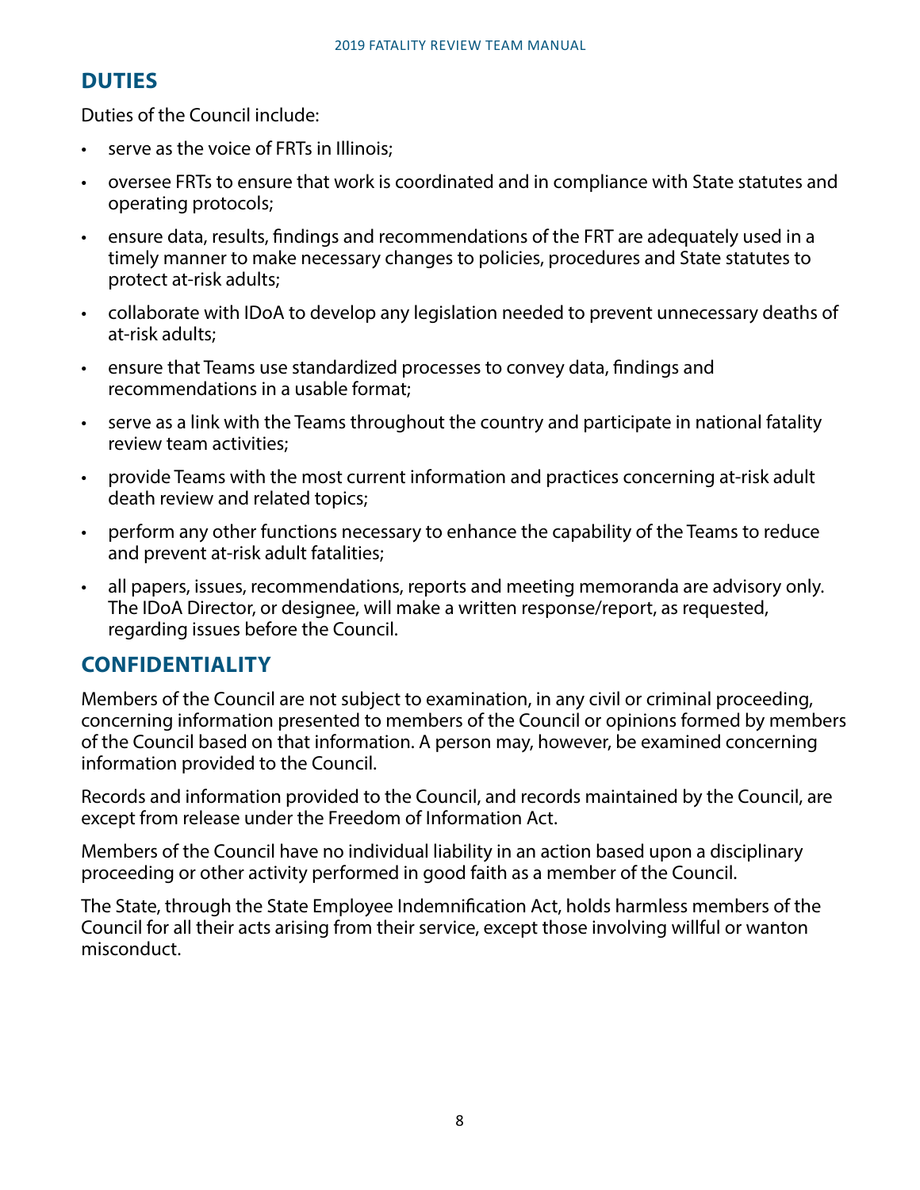## DUTIES

Duties of the Council include:

- serve as the voice of FRTs in Illinois;
- oversee FRTs to ensure that work is coordinated and in compliance with State statutes and operating protocols;
- ensure data, results, findings and recommendations of the FRT are adequately used in a timely manner to make necessary changes to policies, procedures and State statutes to protect at-risk adults;
- collaborate with IDoA to develop any legislation needed to prevent unnecessary deaths of at-risk adults;
- ensure that Teams use standardized processes to convey data, findings and recommendations in a usable format;
- serve as a link with the Teams throughout the country and participate in national fatality review team activities;
- provide Teams with the most current information and practices concerning at-risk adult death review and related topics;
- perform any other functions necessary to enhance the capability of the Teams to reduce and prevent at-risk adult fatalities;
- all papers, issues, recommendations, reports and meeting memoranda are advisory only. The IDoA Director, or designee, will make a written response/report, as requested, regarding issues before the Council.

## CONFIDENTIALITY

Members of the Council are not subject to examination, in any civil or criminal proceeding, concerning information presented to members of the Council or opinions formed by members of the Council based on that information. A person may, however, be examined concerning information provided to the Council.

Records and information provided to the Council, and records maintained by the Council, are except from release under the Freedom of Information Act.

Members of the Council have no individual liability in an action based upon a disciplinary proceeding or other activity performed in good faith as a member of the Council.

The State, through the State Employee Indemnification Act, holds harmless members of the Council for all their acts arising from their service, except those involving willful or wanton misconduct.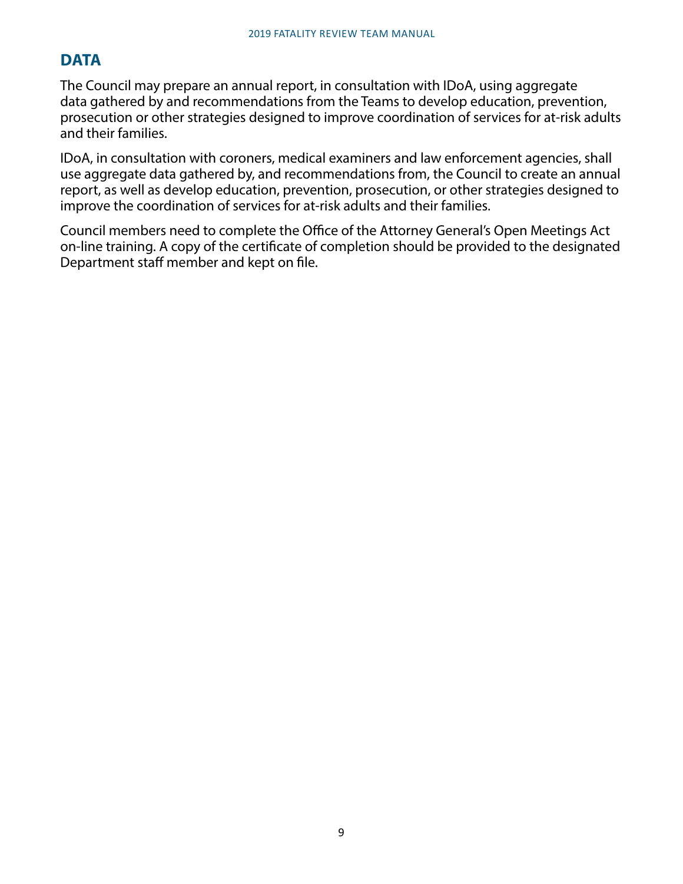## DATA

The Council may prepare an annual report, in consultation with IDoA, using aggregate data gathered by and recommendations from the Teams to develop education, prevention, prosecution or other strategies designed to improve coordination of services for at-risk adults and their families.

IDoA, in consultation with coroners, medical examiners and law enforcement agencies, shall use aggregate data gathered by, and recommendations from, the Council to create an annual report, as well as develop education, prevention, prosecution, or other strategies designed to improve the coordination of services for at-risk adults and their families.

Council members need to complete the Office of the Attorney General's Open Meetings Act on-line training. A copy of the certificate of completion should be provided to the designated Department staff member and kept on file.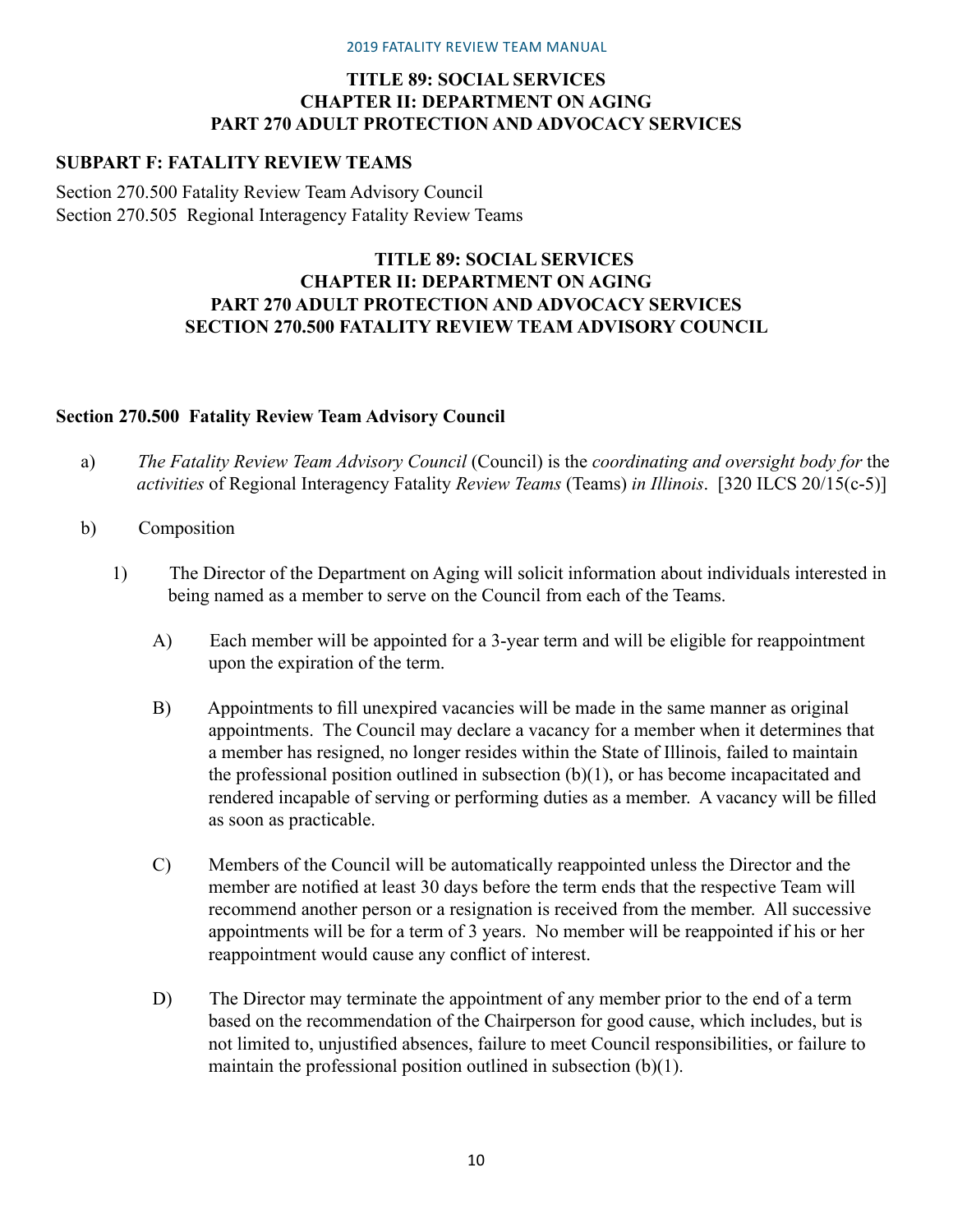**TITLE 89: SOCIAL SERVICES**
**CHAPTER II: DEPARTMENT ON AGING**
**PART 270 ADULT PROTECTION AND ADVOCACY SERVICES**

**SUBPART F: FATALITY REVIEW TEAMS**

Section 270.500 Fatality Review Team Advisory Council
Section 270.505 Regional Interagency Fatality Review Teams

**TITLE 89: SOCIAL SERVICES**
**CHAPTER II: DEPARTMENT ON AGING**
**PART 270 ADULT PROTECTION AND ADVOCACY SERVICES**
**SECTION 270.500 FATALITY REVIEW TEAM ADVISORY COUNCIL**

**Section 270.500 Fatality Review Team Advisory Council**

a) *The Fatality Review Team Advisory Council* (Council) is the *coordinating and oversight body for* the *activities* of Regional Interagency Fatality *Review Teams* (Teams) *in Illinois*. [320 ILCS 20/15(c-5)]

b) Composition

1) The Director of the Department on Aging will solicit information about individuals interested in being named as a member to serve on the Council from each of the Teams.

A) Each member will be appointed for a 3-year term and will be eligible for reappointment upon the expiration of the term.

B) Appointments to fill unexpired vacancies will be made in the same manner as original appointments. The Council may declare a vacancy for a member when it determines that a member has resigned, no longer resides within the State of Illinois, failed to maintain the professional position outlined in subsection (b)(1), or has become incapacitated and rendered incapable of serving or performing duties as a member. A vacancy will be filled as soon as practicable.

C) Members of the Council will be automatically reappointed unless the Director and the member are notified at least 30 days before the term ends that the respective Team will recommend another person or a resignation is received from the member. All successive appointments will be for a term of 3 years. No member will be reappointed if his or her reappointment would cause any conflict of interest.

D) The Director may terminate the appointment of any member prior to the end of a term based on the recommendation of the Chairperson for good cause, which includes, but is not limited to, unjustified absences, failure to meet Council responsibilities, or failure to maintain the professional position outlined in subsection (b)(1).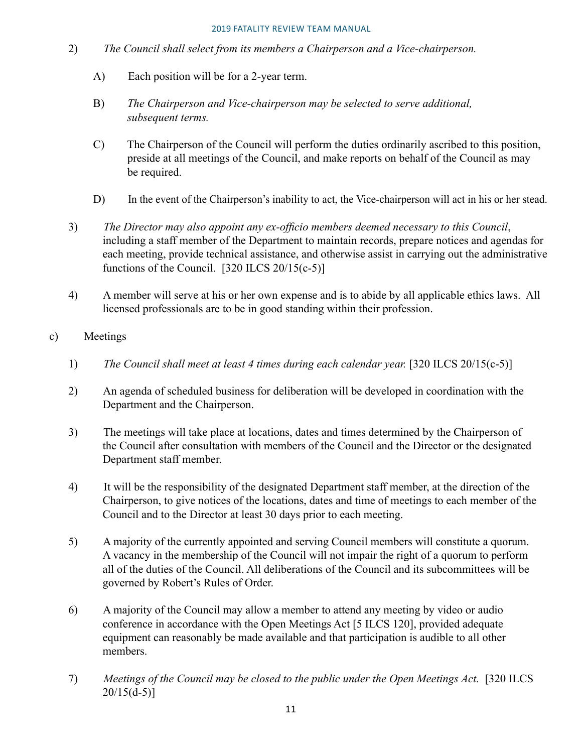2) *The Council shall select from its members a Chairperson and a Vice-chairperson.*

   A) Each position will be for a 2-year term.

   B) *The Chairperson and Vice-chairperson may be selected to serve additional, subsequent terms.*

   C) The Chairperson of the Council will perform the duties ordinarily ascribed to this position, preside at all meetings of the Council, and make reports on behalf of the Council as may be required.

   D) In the event of the Chairperson's inability to act, the Vice-chairperson will act in his or her stead.

3) *The Director may also appoint any ex-officio members deemed necessary to this Council*, including a staff member of the Department to maintain records, prepare notices and agendas for each meeting, provide technical assistance, and otherwise assist in carrying out the administrative functions of the Council. [320 ILCS 20/15(c-5)]

4) A member will serve at his or her own expense and is to abide by all applicable ethics laws. All licensed professionals are to be in good standing within their profession.

c) Meetings

1) *The Council shall meet at least 4 times during each calendar year.* [320 ILCS 20/15(c-5)]

2) An agenda of scheduled business for deliberation will be developed in coordination with the Department and the Chairperson.

3) The meetings will take place at locations, dates and times determined by the Chairperson of the Council after consultation with members of the Council and the Director or the designated Department staff member.

4) It will be the responsibility of the designated Department staff member, at the direction of the Chairperson, to give notices of the locations, dates and time of meetings to each member of the Council and to the Director at least 30 days prior to each meeting.

5) A majority of the currently appointed and serving Council members will constitute a quorum. A vacancy in the membership of the Council will not impair the right of a quorum to perform all of the duties of the Council. All deliberations of the Council and its subcommittees will be governed by Robert's Rules of Order.

6) A majority of the Council may allow a member to attend any meeting by video or audio conference in accordance with the Open Meetings Act [5 ILCS 120], provided adequate equipment can reasonably be made available and that participation is audible to all other members.

7) *Meetings of the Council may be closed to the public under the Open Meetings Act.* [320 ILCS 20/15(d-5)]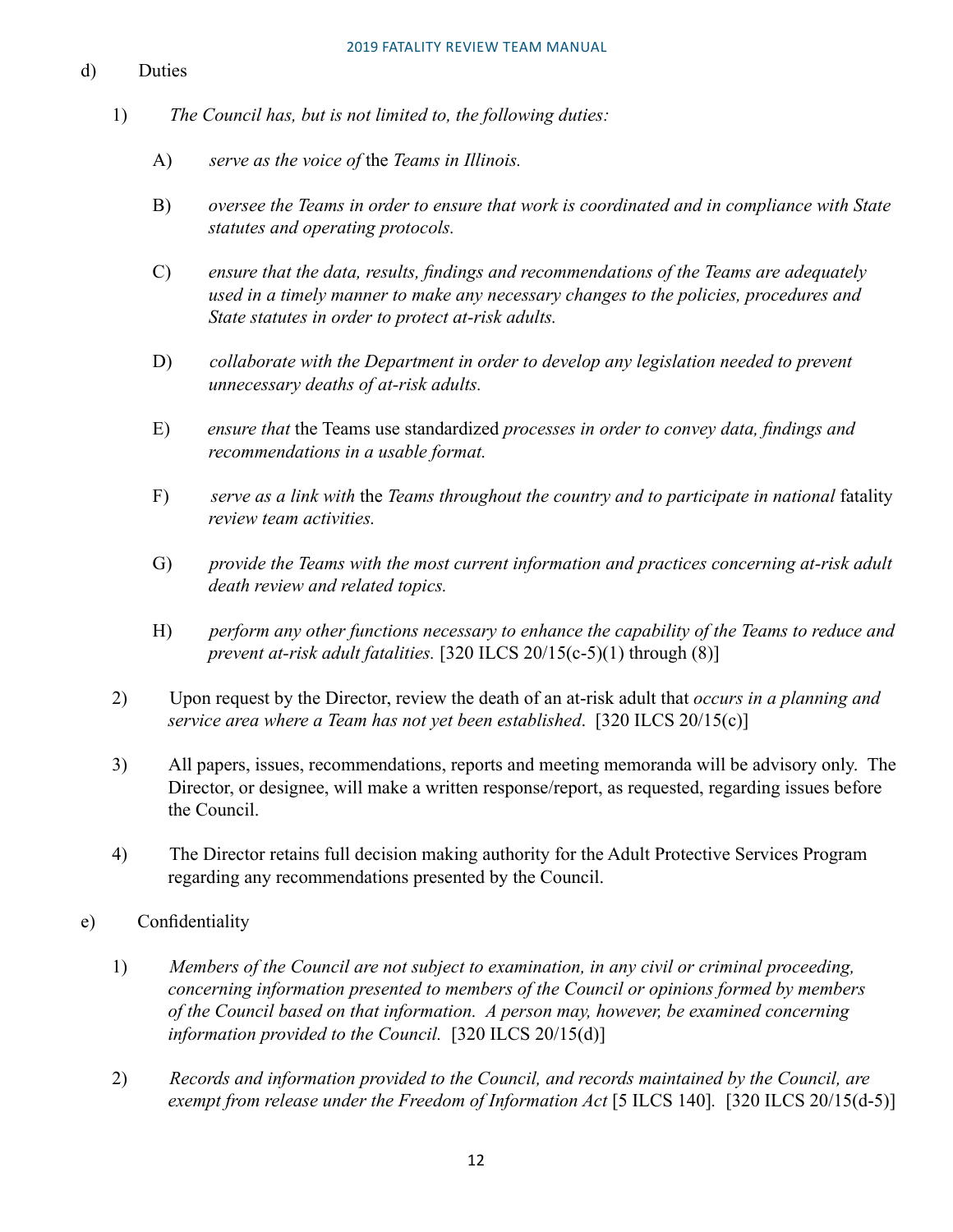d) Duties

1) *The Council has, but is not limited to, the following duties:*

   A) *serve as the voice of* the *Teams in Illinois.*

   B) *oversee the Teams in order to ensure that work is coordinated and in compliance with State statutes and operating protocols.*

   C) *ensure that the data, results, findings and recommendations of the Teams are adequately used in a timely manner to make any necessary changes to the policies, procedures and State statutes in order to protect at-risk adults.*

   D) *collaborate with the Department in order to develop any legislation needed to prevent unnecessary deaths of at-risk adults.*

   E) *ensure that* the Teams use standardized *processes in order to convey data, findings and recommendations in a usable format.*

   F) *serve as a link with* the *Teams throughout the country and to participate in national* fatality *review team activities.*

   G) *provide the Teams with the most current information and practices concerning at-risk adult death review and related topics.*

   H) *perform any other functions necessary to enhance the capability of the Teams to reduce and prevent at-risk adult fatalities.* [320 ILCS 20/15(c-5)(1) through (8)]

2) Upon request by the Director, review the death of an at-risk adult that *occurs in a planning and service area where a Team has not yet been established*. [320 ILCS 20/15(c)]

3) All papers, issues, recommendations, reports and meeting memoranda will be advisory only. The Director, or designee, will make a written response/report, as requested, regarding issues before the Council.

4) The Director retains full decision making authority for the Adult Protective Services Program regarding any recommendations presented by the Council.

e) Confidentiality

1) *Members of the Council are not subject to examination, in any civil or criminal proceeding, concerning information presented to members of the Council or opinions formed by members of the Council based on that information. A person may, however, be examined concerning information provided to the Council.* [320 ILCS 20/15(d)]

2) *Records and information provided to the Council, and records maintained by the Council, are exempt from release under the Freedom of Information Act* [5 ILCS 140]. [320 ILCS 20/15(d-5)]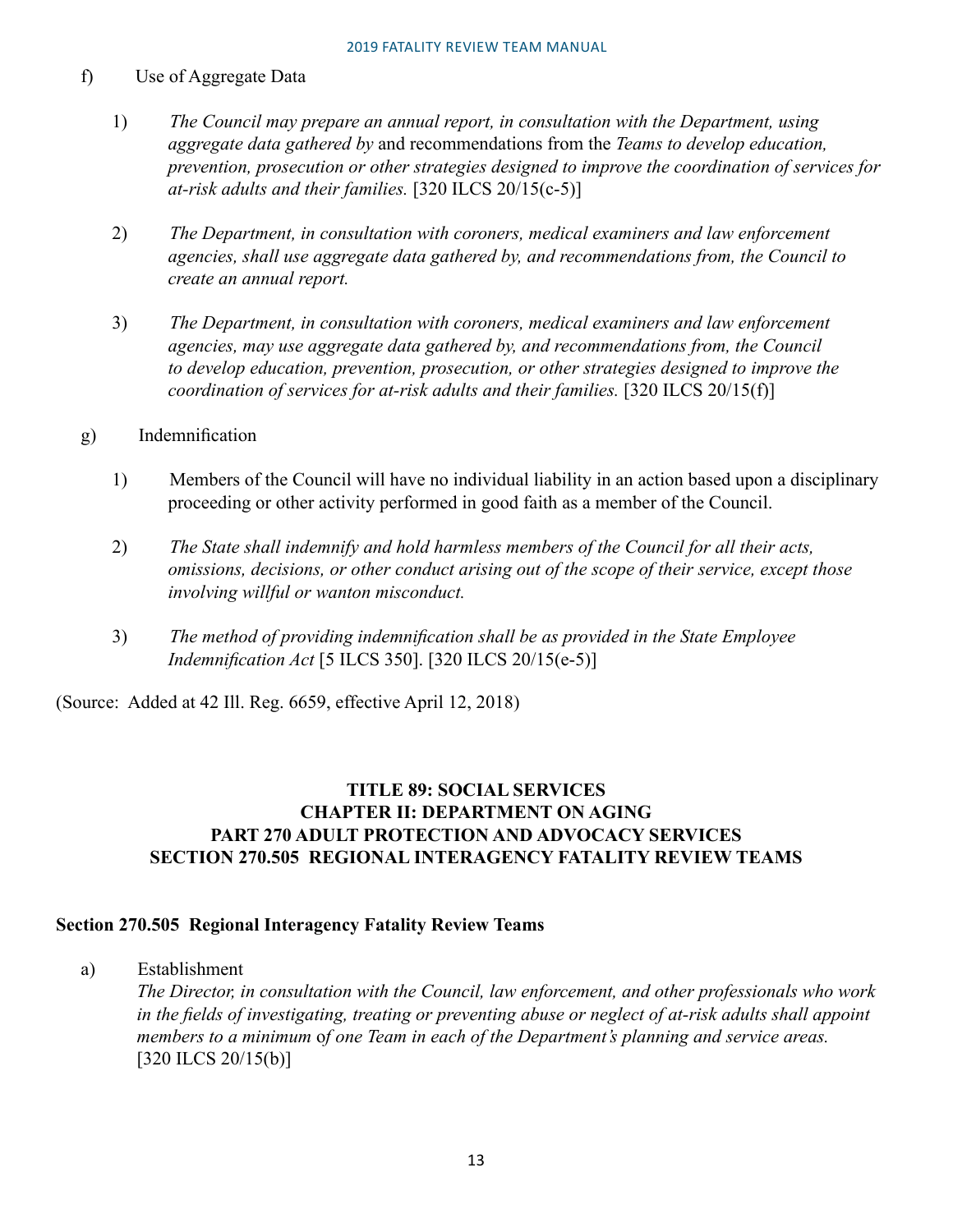f) Use of Aggregate Data

1) *The Council may prepare an annual report, in consultation with the Department, using aggregate data gathered by* and recommendations from the *Teams to develop education, prevention, prosecution or other strategies designed to improve the coordination of services for at-risk adults and their families.* [320 ILCS 20/15(c-5)]

2) *The Department, in consultation with coroners, medical examiners and law enforcement agencies, shall use aggregate data gathered by, and recommendations from, the Council to create an annual report.*

3) *The Department, in consultation with coroners, medical examiners and law enforcement agencies, may use aggregate data gathered by, and recommendations from, the Council to develop education, prevention, prosecution, or other strategies designed to improve the coordination of services for at-risk adults and their families.* [320 ILCS 20/15(f)]

g) Indemnification

1) Members of the Council will have no individual liability in an action based upon a disciplinary proceeding or other activity performed in good faith as a member of the Council.

2) *The State shall indemnify and hold harmless members of the Council for all their acts, omissions, decisions, or other conduct arising out of the scope of their service, except those involving willful or wanton misconduct.*

3) *The method of providing indemnification shall be as provided in the State Employee Indemnification Act* [5 ILCS 350]. [320 ILCS 20/15(e-5)]

(Source: Added at 42 Ill. Reg. 6659, effective April 12, 2018)

## TITLE 89: SOCIAL SERVICES
## CHAPTER II: DEPARTMENT ON AGING
## PART 270 ADULT PROTECTION AND ADVOCACY SERVICES
## SECTION 270.505 REGIONAL INTERAGENCY FATALITY REVIEW TEAMS

**Section 270.505 Regional Interagency Fatality Review Teams**

a) Establishment
*The Director, in consultation with the Council, law enforcement, and other professionals who work in the fields of investigating, treating or preventing abuse or neglect of at-risk adults shall appoint members to a minimum* of *one Team in each of the Department's planning and service areas.* [320 ILCS 20/15(b)]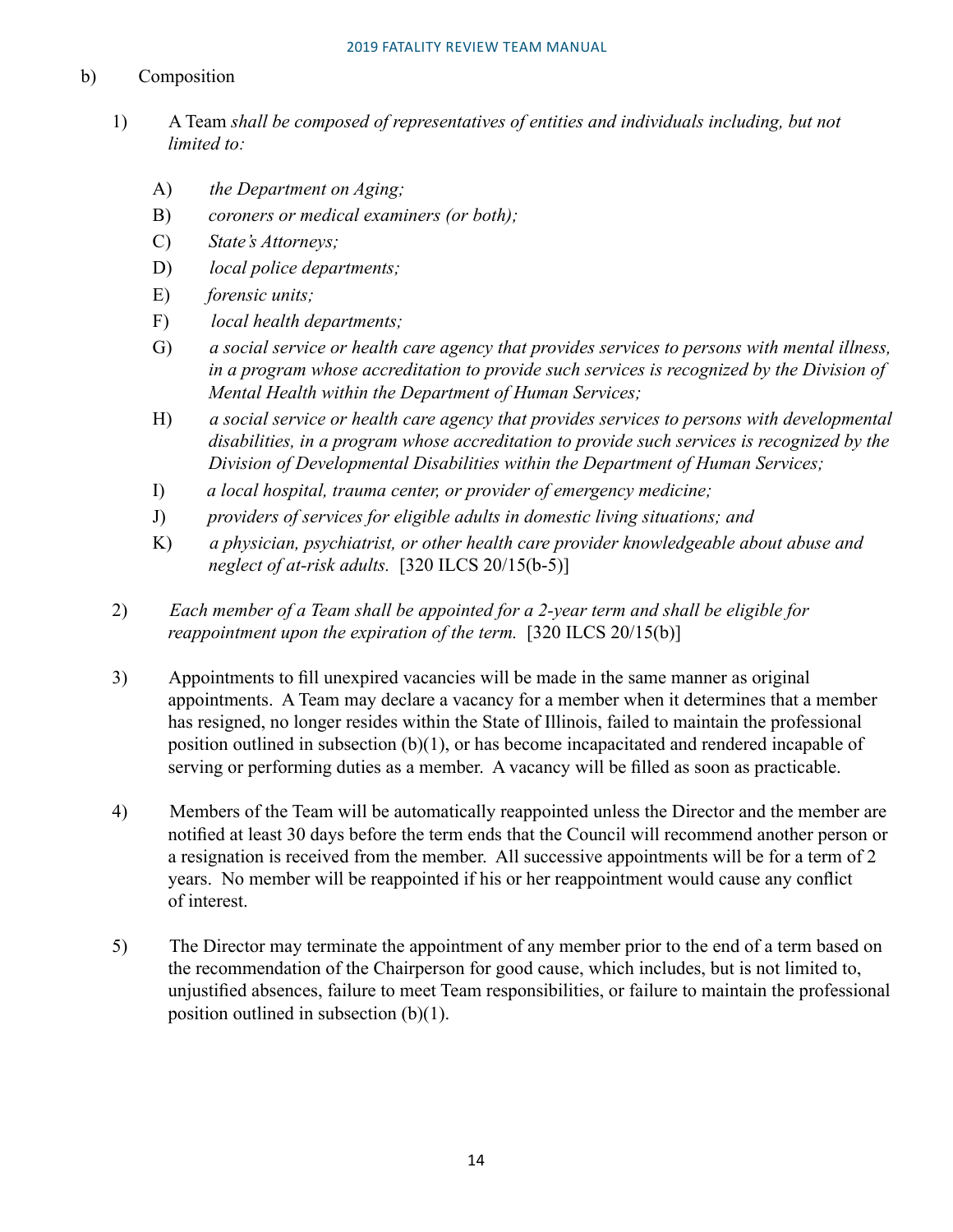b) Composition

1) A Team *shall be composed of representatives of entities and individuals including, but not limited to:*

   A) *the Department on Aging;*

   B) *coroners or medical examiners (or both);*

   C) *State's Attorneys;*

   D) *local police departments;*

   E) *forensic units;*

   F) *local health departments;*

   G) *a social service or health care agency that provides services to persons with mental illness, in a program whose accreditation to provide such services is recognized by the Division of Mental Health within the Department of Human Services;*

   H) *a social service or health care agency that provides services to persons with developmental disabilities, in a program whose accreditation to provide such services is recognized by the Division of Developmental Disabilities within the Department of Human Services;*

   I) *a local hospital, trauma center, or provider of emergency medicine;*

   J) *providers of services for eligible adults in domestic living situations; and*

   K) *a physician, psychiatrist, or other health care provider knowledgeable about abuse and neglect of at-risk adults.* [320 ILCS 20/15(b-5)]

2) *Each member of a Team shall be appointed for a 2-year term and shall be eligible for reappointment upon the expiration of the term.* [320 ILCS 20/15(b)]

3) Appointments to fill unexpired vacancies will be made in the same manner as original appointments. A Team may declare a vacancy for a member when it determines that a member has resigned, no longer resides within the State of Illinois, failed to maintain the professional position outlined in subsection (b)(1), or has become incapacitated and rendered incapable of serving or performing duties as a member. A vacancy will be filled as soon as practicable.

4) Members of the Team will be automatically reappointed unless the Director and the member are notified at least 30 days before the term ends that the Council will recommend another person or a resignation is received from the member. All successive appointments will be for a term of 2 years. No member will be reappointed if his or her reappointment would cause any conflict of interest.

5) The Director may terminate the appointment of any member prior to the end of a term based on the recommendation of the Chairperson for good cause, which includes, but is not limited to, unjustified absences, failure to meet Team responsibilities, or failure to maintain the professional position outlined in subsection (b)(1).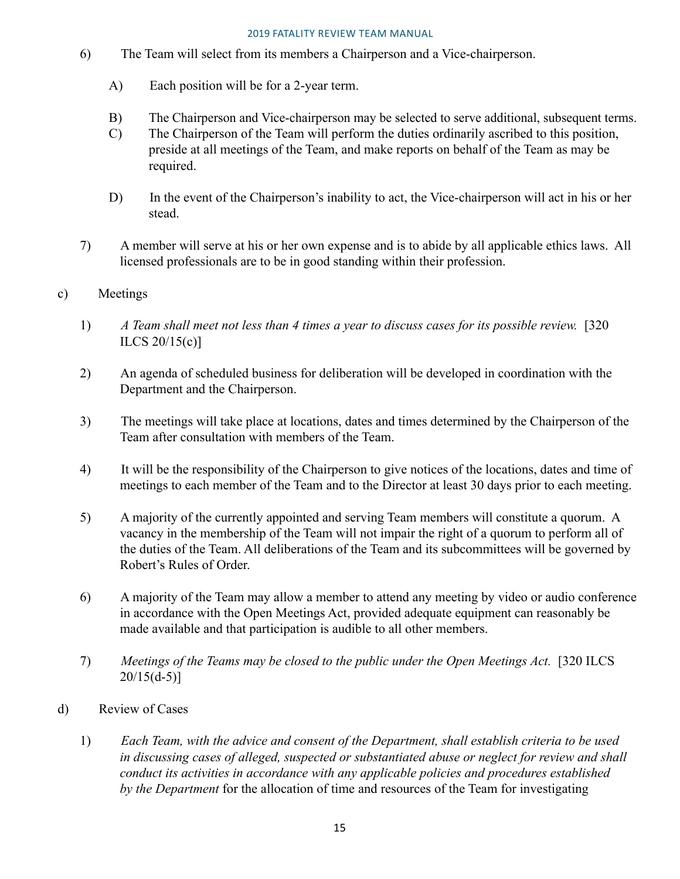6) The Team will select from its members a Chairperson and a Vice-chairperson.

   A) Each position will be for a 2-year term.

   B) The Chairperson and Vice-chairperson may be selected to serve additional, subsequent terms.

   C) The Chairperson of the Team will perform the duties ordinarily ascribed to this position, preside at all meetings of the Team, and make reports on behalf of the Team as may be required.

   D) In the event of the Chairperson's inability to act, the Vice-chairperson will act in his or her stead.

7) A member will serve at his or her own expense and is to abide by all applicable ethics laws. All licensed professionals are to be in good standing within their profession.

c) Meetings

   1) *A Team shall meet not less than 4 times a year to discuss cases for its possible review.* [320 ILCS 20/15(c)]

   2) An agenda of scheduled business for deliberation will be developed in coordination with the Department and the Chairperson.

   3) The meetings will take place at locations, dates and times determined by the Chairperson of the Team after consultation with members of the Team.

   4) It will be the responsibility of the Chairperson to give notices of the locations, dates and time of meetings to each member of the Team and to the Director at least 30 days prior to each meeting.

   5) A majority of the currently appointed and serving Team members will constitute a quorum. A vacancy in the membership of the Team will not impair the right of a quorum to perform all of the duties of the Team. All deliberations of the Team and its subcommittees will be governed by Robert's Rules of Order.

   6) A majority of the Team may allow a member to attend any meeting by video or audio conference in accordance with the Open Meetings Act, provided adequate equipment can reasonably be made available and that participation is audible to all other members.

   7) *Meetings of the Teams may be closed to the public under the Open Meetings Act.* [320 ILCS 20/15(d-5)]

d) Review of Cases

   1) *Each Team, with the advice and consent of the Department, shall establish criteria to be used in discussing cases of alleged, suspected or substantiated abuse or neglect for review and shall conduct its activities in accordance with any applicable policies and procedures established by the Department* for the allocation of time and resources of the Team for investigating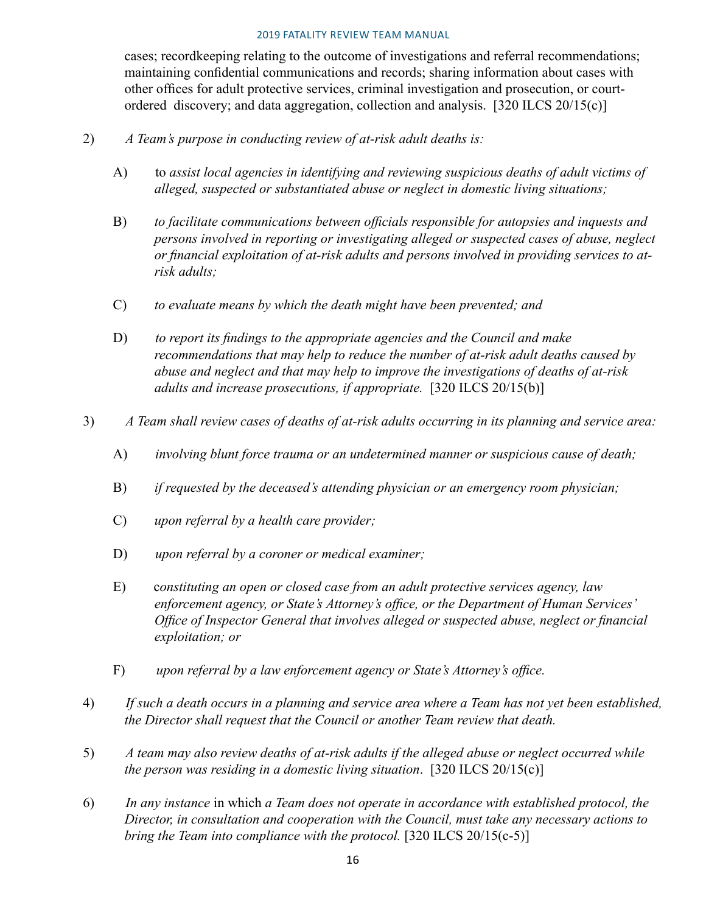cases; recordkeeping relating to the outcome of investigations and referral recommendations; maintaining confidential communications and records; sharing information about cases with other offices for adult protective services, criminal investigation and prosecution, or court-ordered discovery; and data aggregation, collection and analysis. [320 ILCS 20/15(c)]

2) *A Team's purpose in conducting review of at-risk adult deaths is:*

   A) to *assist local agencies in identifying and reviewing suspicious deaths of adult victims of alleged, suspected or substantiated abuse or neglect in domestic living situations;*

   B) *to facilitate communications between officials responsible for autopsies and inquests and persons involved in reporting or investigating alleged or suspected cases of abuse, neglect or financial exploitation of at-risk adults and persons involved in providing services to at-risk adults;*

   C) *to evaluate means by which the death might have been prevented; and*

   D) *to report its findings to the appropriate agencies and the Council and make recommendations that may help to reduce the number of at-risk adult deaths caused by abuse and neglect and that may help to improve the investigations of deaths of at-risk adults and increase prosecutions, if appropriate.* [320 ILCS 20/15(b)]

3) *A Team shall review cases of deaths of at-risk adults occurring in its planning and service area:*

   A) *involving blunt force trauma or an undetermined manner or suspicious cause of death;*

   B) *if requested by the deceased's attending physician or an emergency room physician;*

   C) *upon referral by a health care provider;*

   D) *upon referral by a coroner or medical examiner;*

   E) *constituting an open or closed case from an adult protective services agency, law enforcement agency, or State's Attorney's office, or the Department of Human Services' Office of Inspector General that involves alleged or suspected abuse, neglect or financial exploitation; or*

   F) *upon referral by a law enforcement agency or State's Attorney's office.*

4) *If such a death occurs in a planning and service area where a Team has not yet been established, the Director shall request that the Council or another Team review that death.*

5) *A team may also review deaths of at-risk adults if the alleged abuse or neglect occurred while the person was residing in a domestic living situation*. [320 ILCS 20/15(c)]

6) *In any instance* in which *a Team does not operate in accordance with established protocol, the Director, in consultation and cooperation with the Council, must take any necessary actions to bring the Team into compliance with the protocol.* [320 ILCS 20/15(c-5)]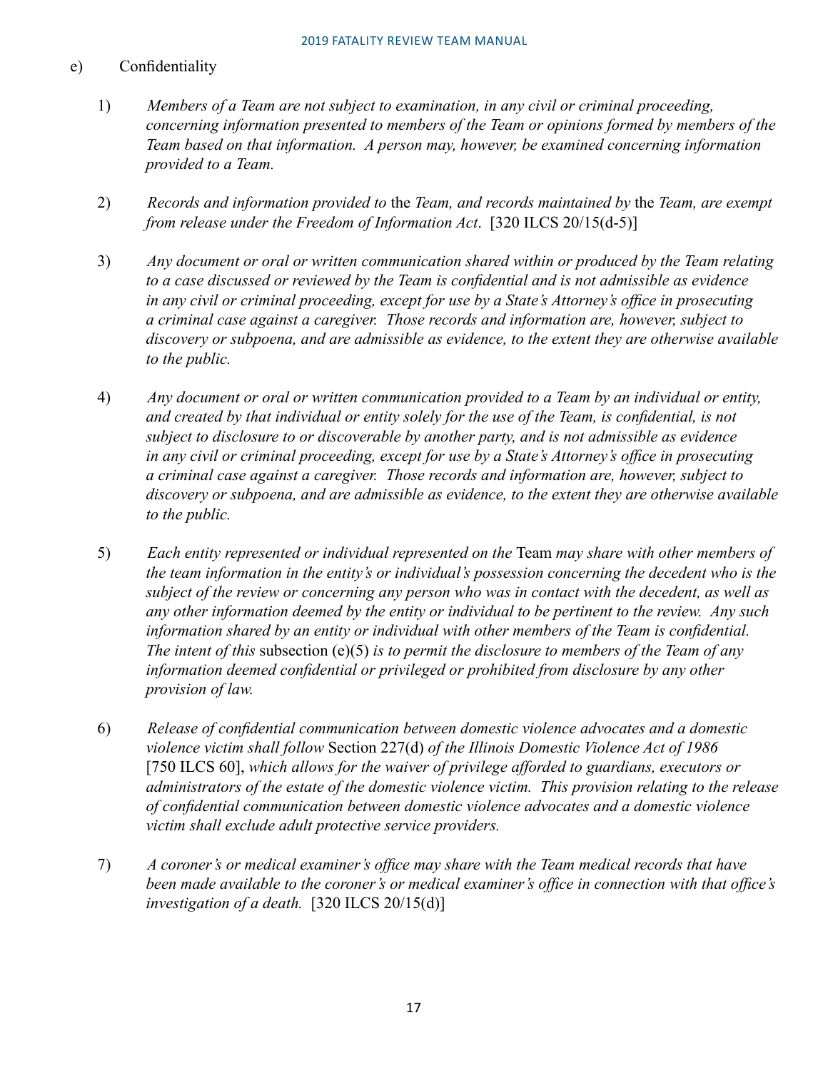e) Confidentiality

1) *Members of a Team are not subject to examination, in any civil or criminal proceeding, concerning information presented to members of the Team or opinions formed by members of the Team based on that information. A person may, however, be examined concerning information provided to a Team.*

2) *Records and information provided to* the *Team, and records maintained by* the *Team, are exempt from release under the Freedom of Information Act*. [320 ILCS 20/15(d-5)]

3) *Any document or oral or written communication shared within or produced by the Team relating to a case discussed or reviewed by the Team is confidential and is not admissible as evidence in any civil or criminal proceeding, except for use by a State's Attorney's office in prosecuting a criminal case against a caregiver. Those records and information are, however, subject to discovery or subpoena, and are admissible as evidence, to the extent they are otherwise available to the public.*

4) *Any document or oral or written communication provided to a Team by an individual or entity, and created by that individual or entity solely for the use of the Team, is confidential, is not subject to disclosure to or discoverable by another party, and is not admissible as evidence in any civil or criminal proceeding, except for use by a State's Attorney's office in prosecuting a criminal case against a caregiver. Those records and information are, however, subject to discovery or subpoena, and are admissible as evidence, to the extent they are otherwise available to the public.*

5) *Each entity represented or individual represented on the* Team *may share with other members of the team information in the entity's or individual's possession concerning the decedent who is the subject of the review or concerning any person who was in contact with the decedent, as well as any other information deemed by the entity or individual to be pertinent to the review. Any such information shared by an entity or individual with other members of the Team is confidential. The intent of this* subsection (e)(5) *is to permit the disclosure to members of the Team of any information deemed confidential or privileged or prohibited from disclosure by any other provision of law.*

6) *Release of confidential communication between domestic violence advocates and a domestic violence victim shall follow* Section 227(d) *of the Illinois Domestic Violence Act of 1986* [750 ILCS 60], *which allows for the waiver of privilege afforded to guardians, executors or administrators of the estate of the domestic violence victim. This provision relating to the release of confidential communication between domestic violence advocates and a domestic violence victim shall exclude adult protective service providers.*

7) *A coroner's or medical examiner's office may share with the Team medical records that have been made available to the coroner's or medical examiner's office in connection with that office's investigation of a death.* [320 ILCS 20/15(d)]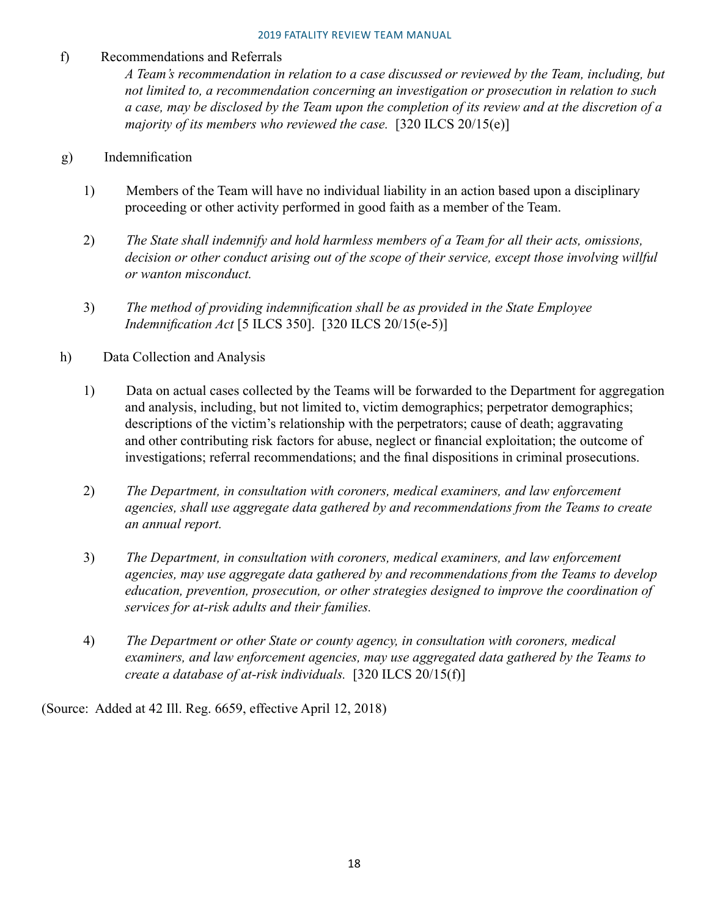f) Recommendations and Referrals

*A Team's recommendation in relation to a case discussed or reviewed by the Team, including, but not limited to, a recommendation concerning an investigation or prosecution in relation to such a case, may be disclosed by the Team upon the completion of its review and at the discretion of a majority of its members who reviewed the case.* [320 ILCS 20/15(e)]

g) Indemnification

1) Members of the Team will have no individual liability in an action based upon a disciplinary proceeding or other activity performed in good faith as a member of the Team.

2) *The State shall indemnify and hold harmless members of a Team for all their acts, omissions, decision or other conduct arising out of the scope of their service, except those involving willful or wanton misconduct.*

3) *The method of providing indemnification shall be as provided in the State Employee Indemnification Act* [5 ILCS 350]. [320 ILCS 20/15(e-5)]

h) Data Collection and Analysis

1) Data on actual cases collected by the Teams will be forwarded to the Department for aggregation and analysis, including, but not limited to, victim demographics; perpetrator demographics; descriptions of the victim's relationship with the perpetrators; cause of death; aggravating and other contributing risk factors for abuse, neglect or financial exploitation; the outcome of investigations; referral recommendations; and the final dispositions in criminal prosecutions.

2) *The Department, in consultation with coroners, medical examiners, and law enforcement agencies, shall use aggregate data gathered by and recommendations from the Teams to create an annual report.*

3) *The Department, in consultation with coroners, medical examiners, and law enforcement agencies, may use aggregate data gathered by and recommendations from the Teams to develop education, prevention, prosecution, or other strategies designed to improve the coordination of services for at-risk adults and their families.*

4) *The Department or other State or county agency, in consultation with coroners, medical examiners, and law enforcement agencies, may use aggregated data gathered by the Teams to create a database of at-risk individuals.* [320 ILCS 20/15(f)]

(Source: Added at 42 Ill. Reg. 6659, effective April 12, 2018)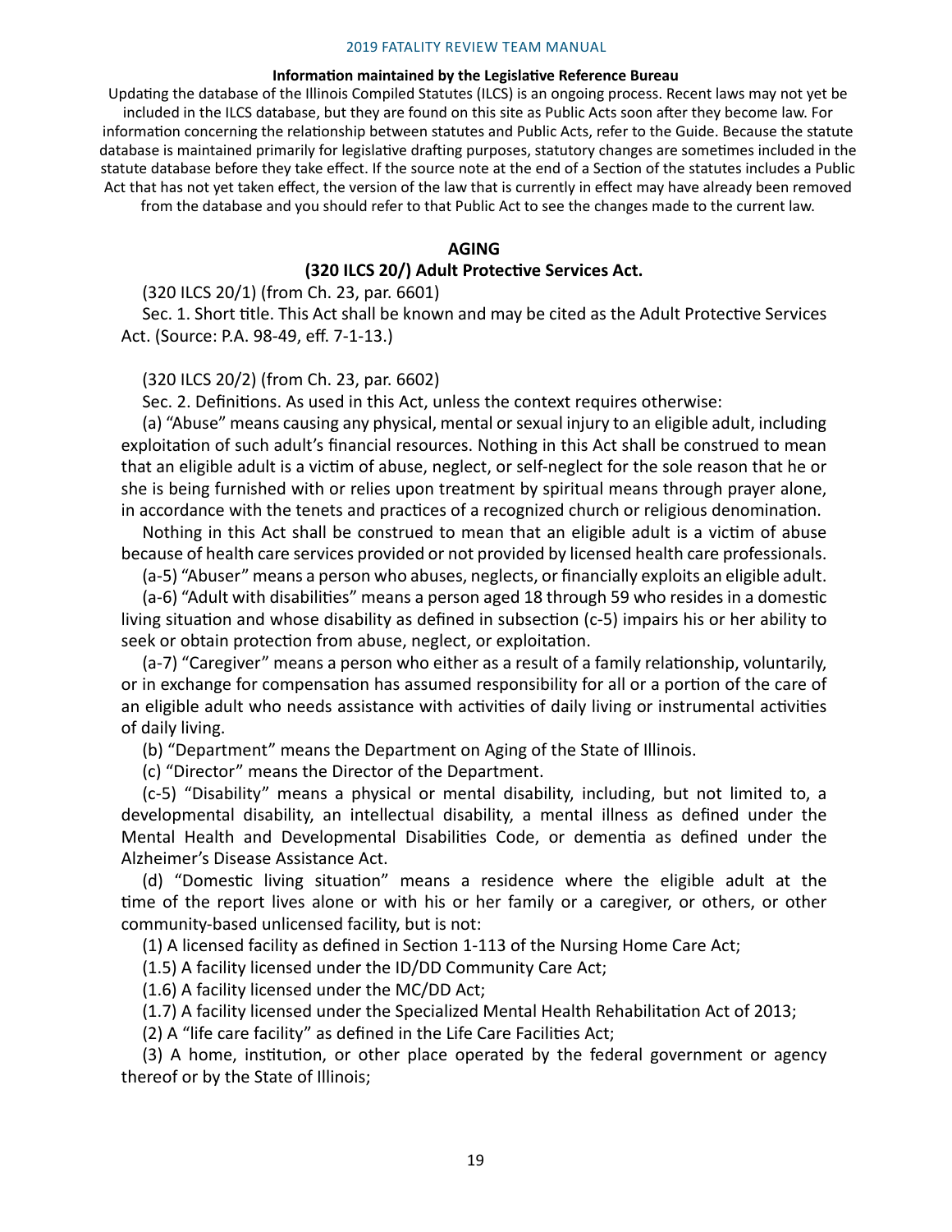**Information maintained by the Legislative Reference Bureau**

Updating the database of the Illinois Compiled Statutes (ILCS) is an ongoing process. Recent laws may not yet be included in the ILCS database, but they are found on this site as Public Acts soon after they become law. For information concerning the relationship between statutes and Public Acts, refer to the Guide. Because the statute database is maintained primarily for legislative drafting purposes, statutory changes are sometimes included in the statute database before they take effect. If the source note at the end of a Section of the statutes includes a Public Act that has not yet taken effect, the version of the law that is currently in effect may have already been removed from the database and you should refer to that Public Act to see the changes made to the current law.

**AGING**

**(320 ILCS 20/) Adult Protective Services Act.**

(320 ILCS 20/1) (from Ch. 23, par. 6601)

Sec. 1. Short title. This Act shall be known and may be cited as the Adult Protective Services Act. (Source: P.A. 98-49, eff. 7-1-13.)

(320 ILCS 20/2) (from Ch. 23, par. 6602)

Sec. 2. Definitions. As used in this Act, unless the context requires otherwise:

(a) "Abuse" means causing any physical, mental or sexual injury to an eligible adult, including exploitation of such adult's financial resources. Nothing in this Act shall be construed to mean that an eligible adult is a victim of abuse, neglect, or self-neglect for the sole reason that he or she is being furnished with or relies upon treatment by spiritual means through prayer alone, in accordance with the tenets and practices of a recognized church or religious denomination.

Nothing in this Act shall be construed to mean that an eligible adult is a victim of abuse because of health care services provided or not provided by licensed health care professionals.

(a-5) "Abuser" means a person who abuses, neglects, or financially exploits an eligible adult.

(a-6) "Adult with disabilities" means a person aged 18 through 59 who resides in a domestic living situation and whose disability as defined in subsection (c-5) impairs his or her ability to seek or obtain protection from abuse, neglect, or exploitation.

(a-7) "Caregiver" means a person who either as a result of a family relationship, voluntarily, or in exchange for compensation has assumed responsibility for all or a portion of the care of an eligible adult who needs assistance with activities of daily living or instrumental activities of daily living.

(b) "Department" means the Department on Aging of the State of Illinois.

(c) "Director" means the Director of the Department.

(c-5) "Disability" means a physical or mental disability, including, but not limited to, a developmental disability, an intellectual disability, a mental illness as defined under the Mental Health and Developmental Disabilities Code, or dementia as defined under the Alzheimer's Disease Assistance Act.

(d) "Domestic living situation" means a residence where the eligible adult at the time of the report lives alone or with his or her family or a caregiver, or others, or other community-based unlicensed facility, but is not:

(1) A licensed facility as defined in Section 1-113 of the Nursing Home Care Act;

(1.5) A facility licensed under the ID/DD Community Care Act;

(1.6) A facility licensed under the MC/DD Act;

(1.7) A facility licensed under the Specialized Mental Health Rehabilitation Act of 2013;

(2) A "life care facility" as defined in the Life Care Facilities Act;

(3) A home, institution, or other place operated by the federal government or agency thereof or by the State of Illinois;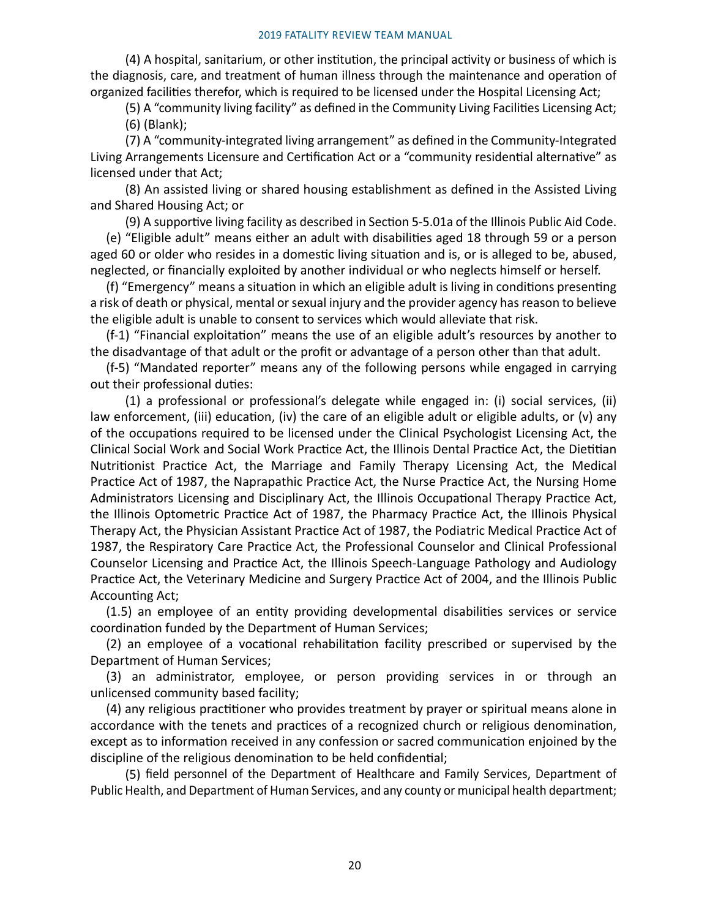(4) A hospital, sanitarium, or other institution, the principal activity or business of which is the diagnosis, care, and treatment of human illness through the maintenance and operation of organized facilities therefor, which is required to be licensed under the Hospital Licensing Act;

(5) A "community living facility" as defined in the Community Living Facilities Licensing Act;

(6) (Blank);

(7) A "community-integrated living arrangement" as defined in the Community-Integrated Living Arrangements Licensure and Certification Act or a "community residential alternative" as licensed under that Act;

(8) An assisted living or shared housing establishment as defined in the Assisted Living and Shared Housing Act; or

(9) A supportive living facility as described in Section 5-5.01a of the Illinois Public Aid Code.

(e) "Eligible adult" means either an adult with disabilities aged 18 through 59 or a person aged 60 or older who resides in a domestic living situation and is, or is alleged to be, abused, neglected, or financially exploited by another individual or who neglects himself or herself.

(f) "Emergency" means a situation in which an eligible adult is living in conditions presenting a risk of death or physical, mental or sexual injury and the provider agency has reason to believe the eligible adult is unable to consent to services which would alleviate that risk.

(f-1) "Financial exploitation" means the use of an eligible adult's resources by another to the disadvantage of that adult or the profit or advantage of a person other than that adult.

(f-5) "Mandated reporter" means any of the following persons while engaged in carrying out their professional duties:

(1) a professional or professional's delegate while engaged in: (i) social services, (ii) law enforcement, (iii) education, (iv) the care of an eligible adult or eligible adults, or (v) any of the occupations required to be licensed under the Clinical Psychologist Licensing Act, the Clinical Social Work and Social Work Practice Act, the Illinois Dental Practice Act, the Dietitian Nutritionist Practice Act, the Marriage and Family Therapy Licensing Act, the Medical Practice Act of 1987, the Naprapathic Practice Act, the Nurse Practice Act, the Nursing Home Administrators Licensing and Disciplinary Act, the Illinois Occupational Therapy Practice Act, the Illinois Optometric Practice Act of 1987, the Pharmacy Practice Act, the Illinois Physical Therapy Act, the Physician Assistant Practice Act of 1987, the Podiatric Medical Practice Act of 1987, the Respiratory Care Practice Act, the Professional Counselor and Clinical Professional Counselor Licensing and Practice Act, the Illinois Speech-Language Pathology and Audiology Practice Act, the Veterinary Medicine and Surgery Practice Act of 2004, and the Illinois Public Accounting Act;

(1.5) an employee of an entity providing developmental disabilities services or service coordination funded by the Department of Human Services;

(2) an employee of a vocational rehabilitation facility prescribed or supervised by the Department of Human Services;

(3) an administrator, employee, or person providing services in or through an unlicensed community based facility;

(4) any religious practitioner who provides treatment by prayer or spiritual means alone in accordance with the tenets and practices of a recognized church or religious denomination, except as to information received in any confession or sacred communication enjoined by the discipline of the religious denomination to be held confidential;

(5) field personnel of the Department of Healthcare and Family Services, Department of Public Health, and Department of Human Services, and any county or municipal health department;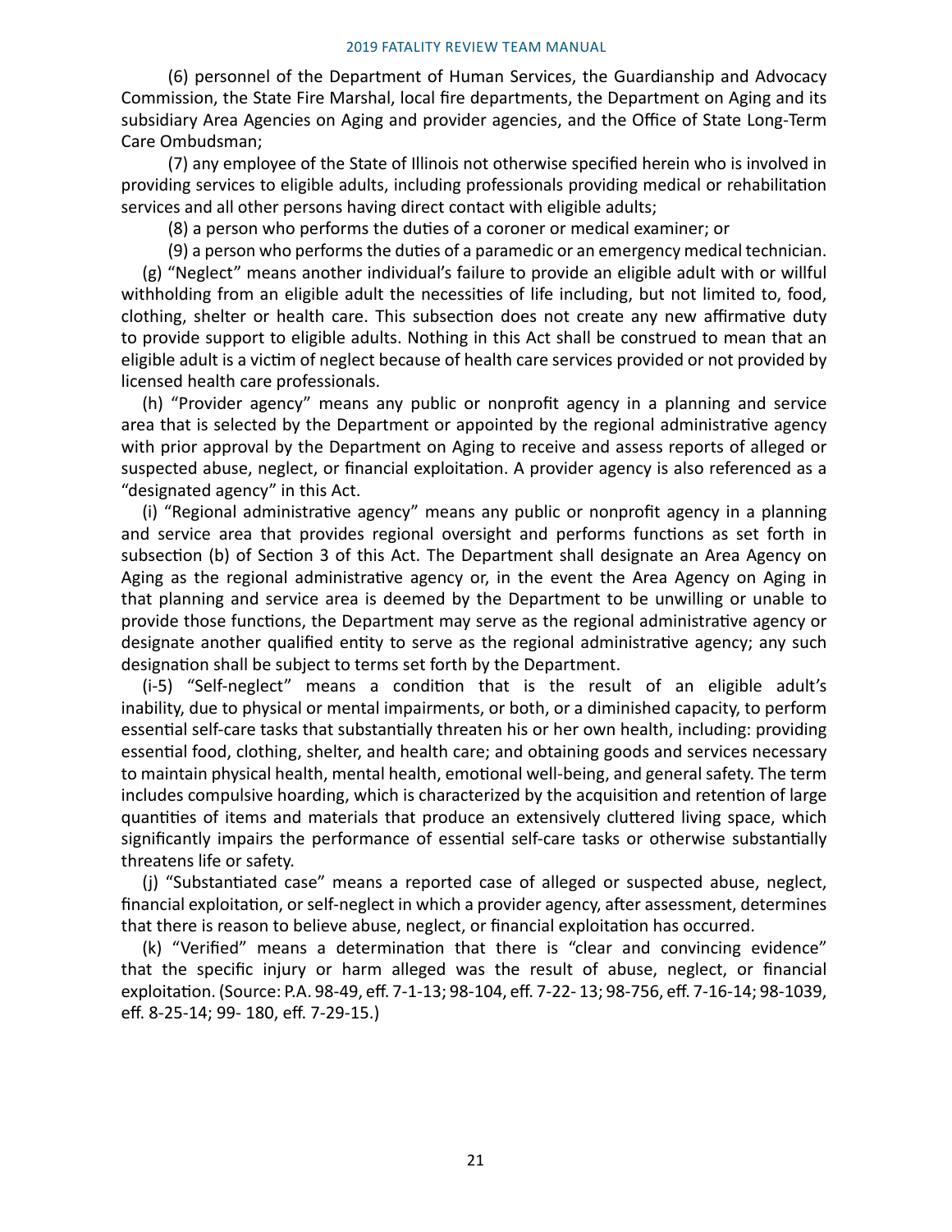(6) personnel of the Department of Human Services, the Guardianship and Advocacy Commission, the State Fire Marshal, local fire departments, the Department on Aging and its subsidiary Area Agencies on Aging and provider agencies, and the Office of State Long-Term Care Ombudsman;

(7) any employee of the State of Illinois not otherwise specified herein who is involved in providing services to eligible adults, including professionals providing medical or rehabilitation services and all other persons having direct contact with eligible adults;

(8) a person who performs the duties of a coroner or medical examiner; or

(9) a person who performs the duties of a paramedic or an emergency medical technician.

(g) "Neglect" means another individual's failure to provide an eligible adult with or willful withholding from an eligible adult the necessities of life including, but not limited to, food, clothing, shelter or health care. This subsection does not create any new affirmative duty to provide support to eligible adults. Nothing in this Act shall be construed to mean that an eligible adult is a victim of neglect because of health care services provided or not provided by licensed health care professionals.

(h) "Provider agency" means any public or nonprofit agency in a planning and service area that is selected by the Department or appointed by the regional administrative agency with prior approval by the Department on Aging to receive and assess reports of alleged or suspected abuse, neglect, or financial exploitation. A provider agency is also referenced as a "designated agency" in this Act.

(i) "Regional administrative agency" means any public or nonprofit agency in a planning and service area that provides regional oversight and performs functions as set forth in subsection (b) of Section 3 of this Act. The Department shall designate an Area Agency on Aging as the regional administrative agency or, in the event the Area Agency on Aging in that planning and service area is deemed by the Department to be unwilling or unable to provide those functions, the Department may serve as the regional administrative agency or designate another qualified entity to serve as the regional administrative agency; any such designation shall be subject to terms set forth by the Department.

(i-5) "Self-neglect" means a condition that is the result of an eligible adult's inability, due to physical or mental impairments, or both, or a diminished capacity, to perform essential self-care tasks that substantially threaten his or her own health, including: providing essential food, clothing, shelter, and health care; and obtaining goods and services necessary to maintain physical health, mental health, emotional well-being, and general safety. The term includes compulsive hoarding, which is characterized by the acquisition and retention of large quantities of items and materials that produce an extensively cluttered living space, which significantly impairs the performance of essential self-care tasks or otherwise substantially threatens life or safety.

(j) "Substantiated case" means a reported case of alleged or suspected abuse, neglect, financial exploitation, or self-neglect in which a provider agency, after assessment, determines that there is reason to believe abuse, neglect, or financial exploitation has occurred.

(k) "Verified" means a determination that there is "clear and convincing evidence" that the specific injury or harm alleged was the result of abuse, neglect, or financial exploitation. (Source: P.A. 98-49, eff. 7-1-13; 98-104, eff. 7-22- 13; 98-756, eff. 7-16-14; 98-1039, eff. 8-25-14; 99- 180, eff. 7-29-15.)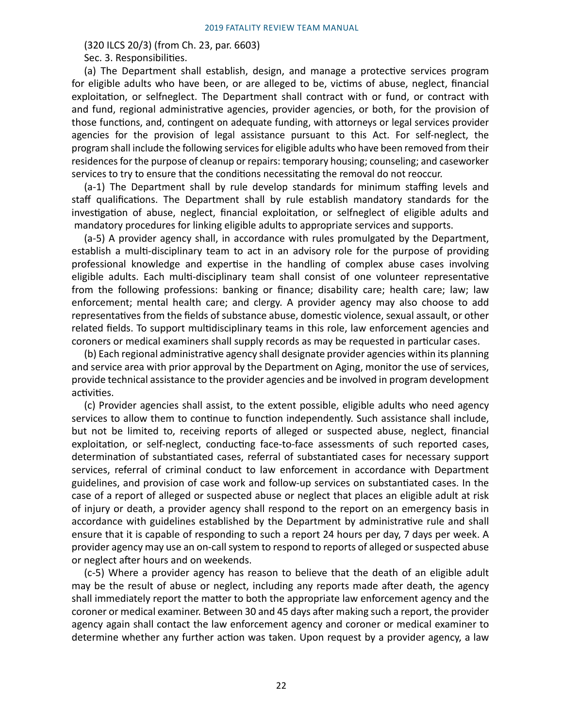(320 ILCS 20/3) (from Ch. 23, par. 6603)

Sec. 3. Responsibilities.

(a) The Department shall establish, design, and manage a protective services program for eligible adults who have been, or are alleged to be, victims of abuse, neglect, financial exploitation, or selfneglect. The Department shall contract with or fund, or contract with and fund, regional administrative agencies, provider agencies, or both, for the provision of those functions, and, contingent on adequate funding, with attorneys or legal services provider agencies for the provision of legal assistance pursuant to this Act. For self-neglect, the program shall include the following services for eligible adults who have been removed from their residences for the purpose of cleanup or repairs: temporary housing; counseling; and caseworker services to try to ensure that the conditions necessitating the removal do not reoccur.

(a-1) The Department shall by rule develop standards for minimum staffing levels and staff qualifications. The Department shall by rule establish mandatory standards for the investigation of abuse, neglect, financial exploitation, or selfneglect of eligible adults and mandatory procedures for linking eligible adults to appropriate services and supports.

(a-5) A provider agency shall, in accordance with rules promulgated by the Department, establish a multi-disciplinary team to act in an advisory role for the purpose of providing professional knowledge and expertise in the handling of complex abuse cases involving eligible adults. Each multi-disciplinary team shall consist of one volunteer representative from the following professions: banking or finance; disability care; health care; law; law enforcement; mental health care; and clergy. A provider agency may also choose to add representatives from the fields of substance abuse, domestic violence, sexual assault, or other related fields. To support multidisciplinary teams in this role, law enforcement agencies and coroners or medical examiners shall supply records as may be requested in particular cases.

(b) Each regional administrative agency shall designate provider agencies within its planning and service area with prior approval by the Department on Aging, monitor the use of services, provide technical assistance to the provider agencies and be involved in program development activities.

(c) Provider agencies shall assist, to the extent possible, eligible adults who need agency services to allow them to continue to function independently. Such assistance shall include, but not be limited to, receiving reports of alleged or suspected abuse, neglect, financial exploitation, or self-neglect, conducting face-to-face assessments of such reported cases, determination of substantiated cases, referral of substantiated cases for necessary support services, referral of criminal conduct to law enforcement in accordance with Department guidelines, and provision of case work and follow-up services on substantiated cases. In the case of a report of alleged or suspected abuse or neglect that places an eligible adult at risk of injury or death, a provider agency shall respond to the report on an emergency basis in accordance with guidelines established by the Department by administrative rule and shall ensure that it is capable of responding to such a report 24 hours per day, 7 days per week. A provider agency may use an on-call system to respond to reports of alleged or suspected abuse or neglect after hours and on weekends.

(c-5) Where a provider agency has reason to believe that the death of an eligible adult may be the result of abuse or neglect, including any reports made after death, the agency shall immediately report the matter to both the appropriate law enforcement agency and the coroner or medical examiner. Between 30 and 45 days after making such a report, the provider agency again shall contact the law enforcement agency and coroner or medical examiner to determine whether any further action was taken. Upon request by a provider agency, a law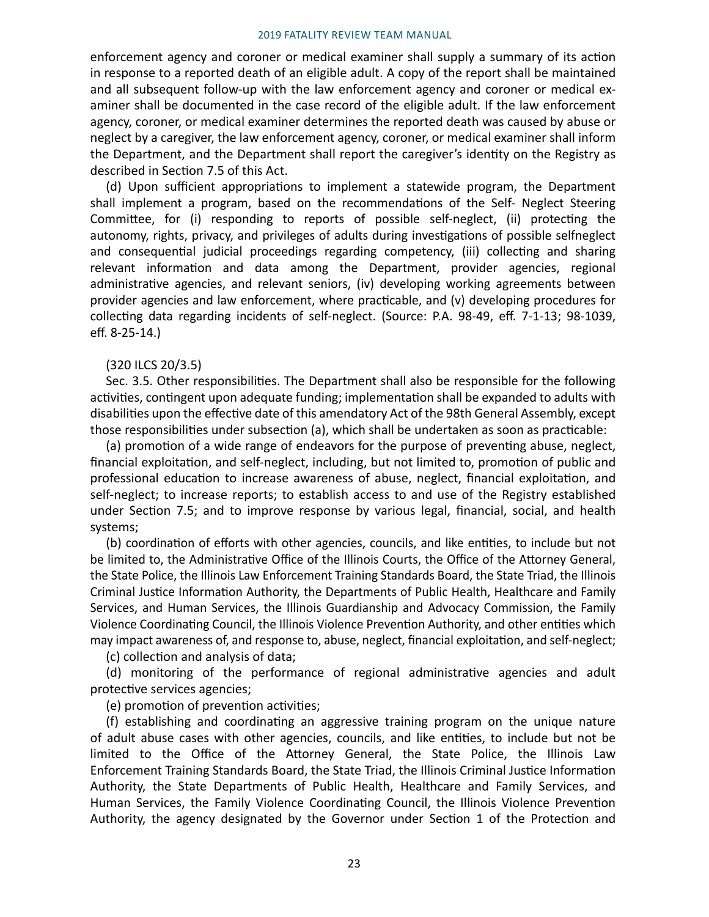enforcement agency and coroner or medical examiner shall supply a summary of its action in response to a reported death of an eligible adult. A copy of the report shall be maintained and all subsequent follow-up with the law enforcement agency and coroner or medical examiner shall be documented in the case record of the eligible adult. If the law enforcement agency, coroner, or medical examiner determines the reported death was caused by abuse or neglect by a caregiver, the law enforcement agency, coroner, or medical examiner shall inform the Department, and the Department shall report the caregiver's identity on the Registry as described in Section 7.5 of this Act.

(d) Upon sufficient appropriations to implement a statewide program, the Department shall implement a program, based on the recommendations of the Self- Neglect Steering Committee, for (i) responding to reports of possible self-neglect, (ii) protecting the autonomy, rights, privacy, and privileges of adults during investigations of possible selfneglect and consequential judicial proceedings regarding competency, (iii) collecting and sharing relevant information and data among the Department, provider agencies, regional administrative agencies, and relevant seniors, (iv) developing working agreements between provider agencies and law enforcement, where practicable, and (v) developing procedures for collecting data regarding incidents of self-neglect. (Source: P.A. 98-49, eff. 7-1-13; 98-1039, eff. 8-25-14.)

(320 ILCS 20/3.5)

Sec. 3.5. Other responsibilities. The Department shall also be responsible for the following activities, contingent upon adequate funding; implementation shall be expanded to adults with disabilities upon the effective date of this amendatory Act of the 98th General Assembly, except those responsibilities under subsection (a), which shall be undertaken as soon as practicable:

(a) promotion of a wide range of endeavors for the purpose of preventing abuse, neglect, financial exploitation, and self-neglect, including, but not limited to, promotion of public and professional education to increase awareness of abuse, neglect, financial exploitation, and self-neglect; to increase reports; to establish access to and use of the Registry established under Section 7.5; and to improve response by various legal, financial, social, and health systems;

(b) coordination of efforts with other agencies, councils, and like entities, to include but not be limited to, the Administrative Office of the Illinois Courts, the Office of the Attorney General, the State Police, the Illinois Law Enforcement Training Standards Board, the State Triad, the Illinois Criminal Justice Information Authority, the Departments of Public Health, Healthcare and Family Services, and Human Services, the Illinois Guardianship and Advocacy Commission, the Family Violence Coordinating Council, the Illinois Violence Prevention Authority, and other entities which may impact awareness of, and response to, abuse, neglect, financial exploitation, and self-neglect;

(c) collection and analysis of data;

(d) monitoring of the performance of regional administrative agencies and adult protective services agencies;

(e) promotion of prevention activities;

(f) establishing and coordinating an aggressive training program on the unique nature of adult abuse cases with other agencies, councils, and like entities, to include but not be limited to the Office of the Attorney General, the State Police, the Illinois Law Enforcement Training Standards Board, the State Triad, the Illinois Criminal Justice Information Authority, the State Departments of Public Health, Healthcare and Family Services, and Human Services, the Family Violence Coordinating Council, the Illinois Violence Prevention Authority, the agency designated by the Governor under Section 1 of the Protection and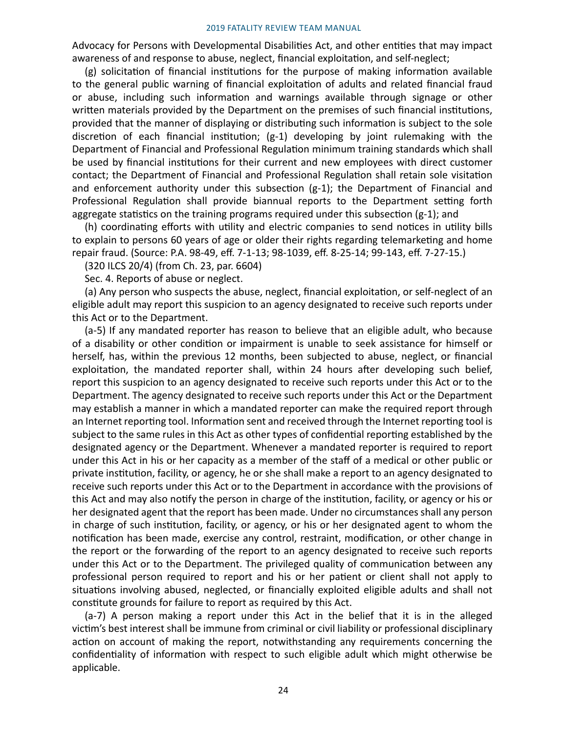Advocacy for Persons with Developmental Disabilities Act, and other entities that may impact awareness of and response to abuse, neglect, financial exploitation, and self-neglect;

(g) solicitation of financial institutions for the purpose of making information available to the general public warning of financial exploitation of adults and related financial fraud or abuse, including such information and warnings available through signage or other written materials provided by the Department on the premises of such financial institutions, provided that the manner of displaying or distributing such information is subject to the sole discretion of each financial institution; (g-1) developing by joint rulemaking with the Department of Financial and Professional Regulation minimum training standards which shall be used by financial institutions for their current and new employees with direct customer contact; the Department of Financial and Professional Regulation shall retain sole visitation and enforcement authority under this subsection (g-1); the Department of Financial and Professional Regulation shall provide biannual reports to the Department setting forth aggregate statistics on the training programs required under this subsection (g-1); and

(h) coordinating efforts with utility and electric companies to send notices in utility bills to explain to persons 60 years of age or older their rights regarding telemarketing and home repair fraud. (Source: P.A. 98-49, eff. 7-1-13; 98-1039, eff. 8-25-14; 99-143, eff. 7-27-15.)

(320 ILCS 20/4) (from Ch. 23, par. 6604)

Sec. 4. Reports of abuse or neglect.

(a) Any person who suspects the abuse, neglect, financial exploitation, or self-neglect of an eligible adult may report this suspicion to an agency designated to receive such reports under this Act or to the Department.

(a-5) If any mandated reporter has reason to believe that an eligible adult, who because of a disability or other condition or impairment is unable to seek assistance for himself or herself, has, within the previous 12 months, been subjected to abuse, neglect, or financial exploitation, the mandated reporter shall, within 24 hours after developing such belief, report this suspicion to an agency designated to receive such reports under this Act or to the Department. The agency designated to receive such reports under this Act or the Department may establish a manner in which a mandated reporter can make the required report through an Internet reporting tool. Information sent and received through the Internet reporting tool is subject to the same rules in this Act as other types of confidential reporting established by the designated agency or the Department. Whenever a mandated reporter is required to report under this Act in his or her capacity as a member of the staff of a medical or other public or private institution, facility, or agency, he or she shall make a report to an agency designated to receive such reports under this Act or to the Department in accordance with the provisions of this Act and may also notify the person in charge of the institution, facility, or agency or his or her designated agent that the report has been made. Under no circumstances shall any person in charge of such institution, facility, or agency, or his or her designated agent to whom the notification has been made, exercise any control, restraint, modification, or other change in the report or the forwarding of the report to an agency designated to receive such reports under this Act or to the Department. The privileged quality of communication between any professional person required to report and his or her patient or client shall not apply to situations involving abused, neglected, or financially exploited eligible adults and shall not constitute grounds for failure to report as required by this Act.

(a-7) A person making a report under this Act in the belief that it is in the alleged victim's best interest shall be immune from criminal or civil liability or professional disciplinary action on account of making the report, notwithstanding any requirements concerning the confidentiality of information with respect to such eligible adult which might otherwise be applicable.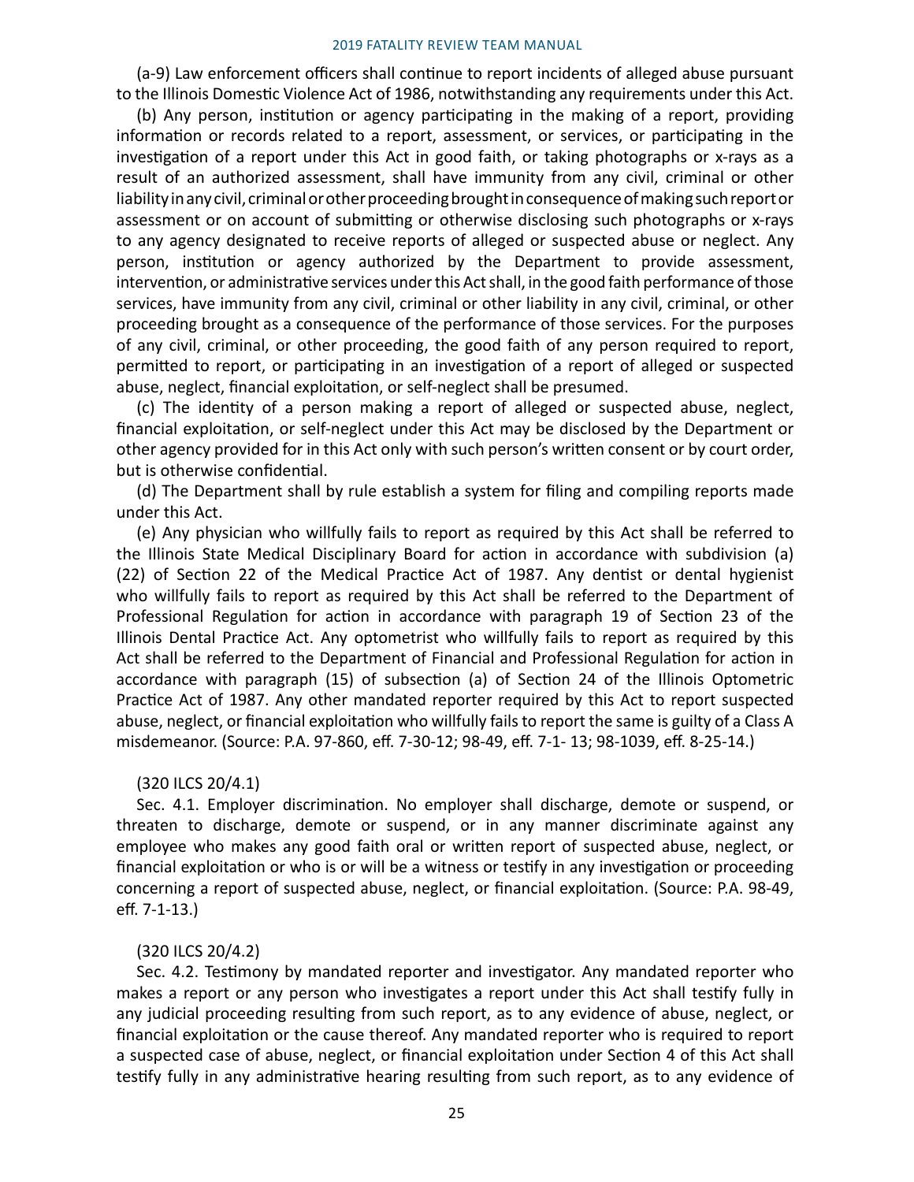(a-9) Law enforcement officers shall continue to report incidents of alleged abuse pursuant to the Illinois Domestic Violence Act of 1986, notwithstanding any requirements under this Act.

(b) Any person, institution or agency participating in the making of a report, providing information or records related to a report, assessment, or services, or participating in the investigation of a report under this Act in good faith, or taking photographs or x-rays as a result of an authorized assessment, shall have immunity from any civil, criminal or other liability in any civil, criminal or other proceeding brought in consequence of making such report or assessment or on account of submitting or otherwise disclosing such photographs or x-rays to any agency designated to receive reports of alleged or suspected abuse or neglect. Any person, institution or agency authorized by the Department to provide assessment, intervention, or administrative services under this Act shall, in the good faith performance of those services, have immunity from any civil, criminal or other liability in any civil, criminal, or other proceeding brought as a consequence of the performance of those services. For the purposes of any civil, criminal, or other proceeding, the good faith of any person required to report, permitted to report, or participating in an investigation of a report of alleged or suspected abuse, neglect, financial exploitation, or self-neglect shall be presumed.

(c) The identity of a person making a report of alleged or suspected abuse, neglect, financial exploitation, or self-neglect under this Act may be disclosed by the Department or other agency provided for in this Act only with such person's written consent or by court order, but is otherwise confidential.

(d) The Department shall by rule establish a system for filing and compiling reports made under this Act.

(e) Any physician who willfully fails to report as required by this Act shall be referred to the Illinois State Medical Disciplinary Board for action in accordance with subdivision (a)(22) of Section 22 of the Medical Practice Act of 1987. Any dentist or dental hygienist who willfully fails to report as required by this Act shall be referred to the Department of Professional Regulation for action in accordance with paragraph 19 of Section 23 of the Illinois Dental Practice Act. Any optometrist who willfully fails to report as required by this Act shall be referred to the Department of Financial and Professional Regulation for action in accordance with paragraph (15) of subsection (a) of Section 24 of the Illinois Optometric Practice Act of 1987. Any other mandated reporter required by this Act to report suspected abuse, neglect, or financial exploitation who willfully fails to report the same is guilty of a Class A misdemeanor. (Source: P.A. 97-860, eff. 7-30-12; 98-49, eff. 7-1- 13; 98-1039, eff. 8-25-14.)

(320 ILCS 20/4.1)

Sec. 4.1. Employer discrimination. No employer shall discharge, demote or suspend, or threaten to discharge, demote or suspend, or in any manner discriminate against any employee who makes any good faith oral or written report of suspected abuse, neglect, or financial exploitation or who is or will be a witness or testify in any investigation or proceeding concerning a report of suspected abuse, neglect, or financial exploitation. (Source: P.A. 98-49, eff. 7-1-13.)

(320 ILCS 20/4.2)

Sec. 4.2. Testimony by mandated reporter and investigator. Any mandated reporter who makes a report or any person who investigates a report under this Act shall testify fully in any judicial proceeding resulting from such report, as to any evidence of abuse, neglect, or financial exploitation or the cause thereof. Any mandated reporter who is required to report a suspected case of abuse, neglect, or financial exploitation under Section 4 of this Act shall testify fully in any administrative hearing resulting from such report, as to any evidence of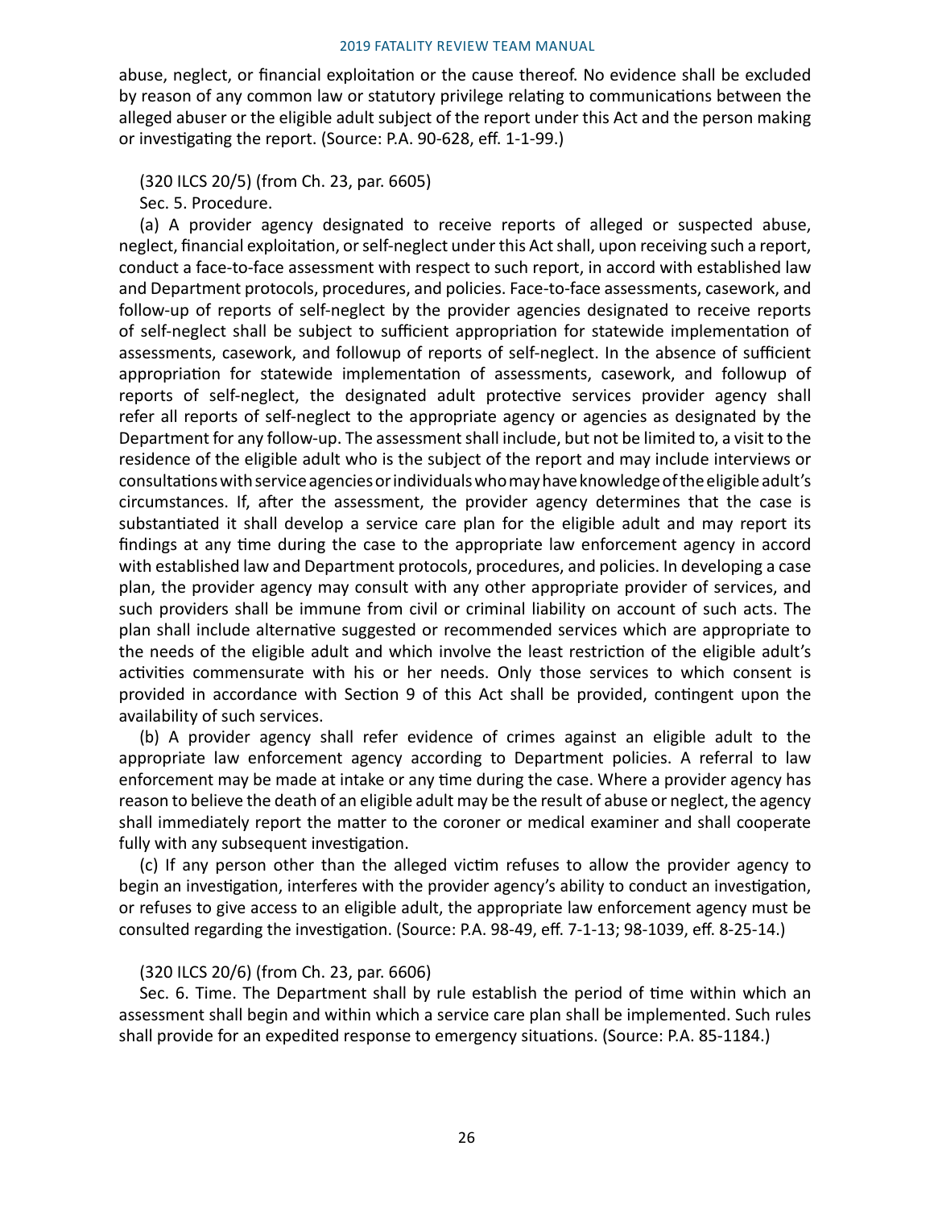abuse, neglect, or financial exploitation or the cause thereof. No evidence shall be excluded by reason of any common law or statutory privilege relating to communications between the alleged abuser or the eligible adult subject of the report under this Act and the person making or investigating the report. (Source: P.A. 90-628, eff. 1-1-99.)

(320 ILCS 20/5) (from Ch. 23, par. 6605)

Sec. 5. Procedure.

(a) A provider agency designated to receive reports of alleged or suspected abuse, neglect, financial exploitation, or self-neglect under this Act shall, upon receiving such a report, conduct a face-to-face assessment with respect to such report, in accord with established law and Department protocols, procedures, and policies. Face-to-face assessments, casework, and follow-up of reports of self-neglect by the provider agencies designated to receive reports of self-neglect shall be subject to sufficient appropriation for statewide implementation of assessments, casework, and followup of reports of self-neglect. In the absence of sufficient appropriation for statewide implementation of assessments, casework, and followup of reports of self-neglect, the designated adult protective services provider agency shall refer all reports of self-neglect to the appropriate agency or agencies as designated by the Department for any follow-up. The assessment shall include, but not be limited to, a visit to the residence of the eligible adult who is the subject of the report and may include interviews or consultations with service agencies or individuals who may have knowledge of the eligible adult's circumstances. If, after the assessment, the provider agency determines that the case is substantiated it shall develop a service care plan for the eligible adult and may report its findings at any time during the case to the appropriate law enforcement agency in accord with established law and Department protocols, procedures, and policies. In developing a case plan, the provider agency may consult with any other appropriate provider of services, and such providers shall be immune from civil or criminal liability on account of such acts. The plan shall include alternative suggested or recommended services which are appropriate to the needs of the eligible adult and which involve the least restriction of the eligible adult's activities commensurate with his or her needs. Only those services to which consent is provided in accordance with Section 9 of this Act shall be provided, contingent upon the availability of such services.

(b) A provider agency shall refer evidence of crimes against an eligible adult to the appropriate law enforcement agency according to Department policies. A referral to law enforcement may be made at intake or any time during the case. Where a provider agency has reason to believe the death of an eligible adult may be the result of abuse or neglect, the agency shall immediately report the matter to the coroner or medical examiner and shall cooperate fully with any subsequent investigation.

(c) If any person other than the alleged victim refuses to allow the provider agency to begin an investigation, interferes with the provider agency's ability to conduct an investigation, or refuses to give access to an eligible adult, the appropriate law enforcement agency must be consulted regarding the investigation. (Source: P.A. 98-49, eff. 7-1-13; 98-1039, eff. 8-25-14.)

(320 ILCS 20/6) (from Ch. 23, par. 6606)

Sec. 6. Time. The Department shall by rule establish the period of time within which an assessment shall begin and within which a service care plan shall be implemented. Such rules shall provide for an expedited response to emergency situations. (Source: P.A. 85-1184.)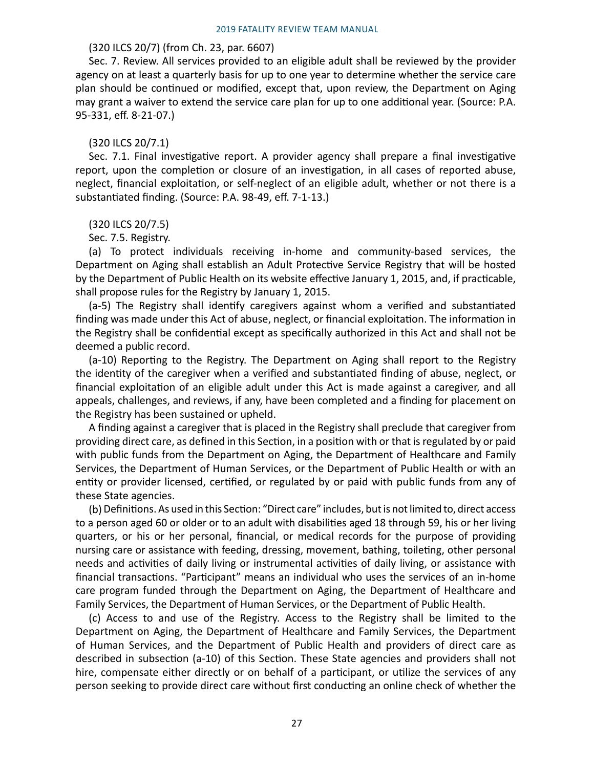(320 ILCS 20/7) (from Ch. 23, par. 6607)

Sec. 7. Review. All services provided to an eligible adult shall be reviewed by the provider agency on at least a quarterly basis for up to one year to determine whether the service care plan should be continued or modified, except that, upon review, the Department on Aging may grant a waiver to extend the service care plan for up to one additional year. (Source: P.A. 95-331, eff. 8-21-07.)

(320 ILCS 20/7.1)

Sec. 7.1. Final investigative report. A provider agency shall prepare a final investigative report, upon the completion or closure of an investigation, in all cases of reported abuse, neglect, financial exploitation, or self-neglect of an eligible adult, whether or not there is a substantiated finding. (Source: P.A. 98-49, eff. 7-1-13.)

(320 ILCS 20/7.5)

Sec. 7.5. Registry.

(a) To protect individuals receiving in-home and community-based services, the Department on Aging shall establish an Adult Protective Service Registry that will be hosted by the Department of Public Health on its website effective January 1, 2015, and, if practicable, shall propose rules for the Registry by January 1, 2015.

(a-5) The Registry shall identify caregivers against whom a verified and substantiated finding was made under this Act of abuse, neglect, or financial exploitation. The information in the Registry shall be confidential except as specifically authorized in this Act and shall not be deemed a public record.

(a-10) Reporting to the Registry. The Department on Aging shall report to the Registry the identity of the caregiver when a verified and substantiated finding of abuse, neglect, or financial exploitation of an eligible adult under this Act is made against a caregiver, and all appeals, challenges, and reviews, if any, have been completed and a finding for placement on the Registry has been sustained or upheld.

A finding against a caregiver that is placed in the Registry shall preclude that caregiver from providing direct care, as defined in this Section, in a position with or that is regulated by or paid with public funds from the Department on Aging, the Department of Healthcare and Family Services, the Department of Human Services, or the Department of Public Health or with an entity or provider licensed, certified, or regulated by or paid with public funds from any of these State agencies.

(b) Definitions. As used in this Section: "Direct care" includes, but is not limited to, direct access to a person aged 60 or older or to an adult with disabilities aged 18 through 59, his or her living quarters, or his or her personal, financial, or medical records for the purpose of providing nursing care or assistance with feeding, dressing, movement, bathing, toileting, other personal needs and activities of daily living or instrumental activities of daily living, or assistance with financial transactions. "Participant" means an individual who uses the services of an in-home care program funded through the Department on Aging, the Department of Healthcare and Family Services, the Department of Human Services, or the Department of Public Health.

(c) Access to and use of the Registry. Access to the Registry shall be limited to the Department on Aging, the Department of Healthcare and Family Services, the Department of Human Services, and the Department of Public Health and providers of direct care as described in subsection (a-10) of this Section. These State agencies and providers shall not hire, compensate either directly or on behalf of a participant, or utilize the services of any person seeking to provide direct care without first conducting an online check of whether the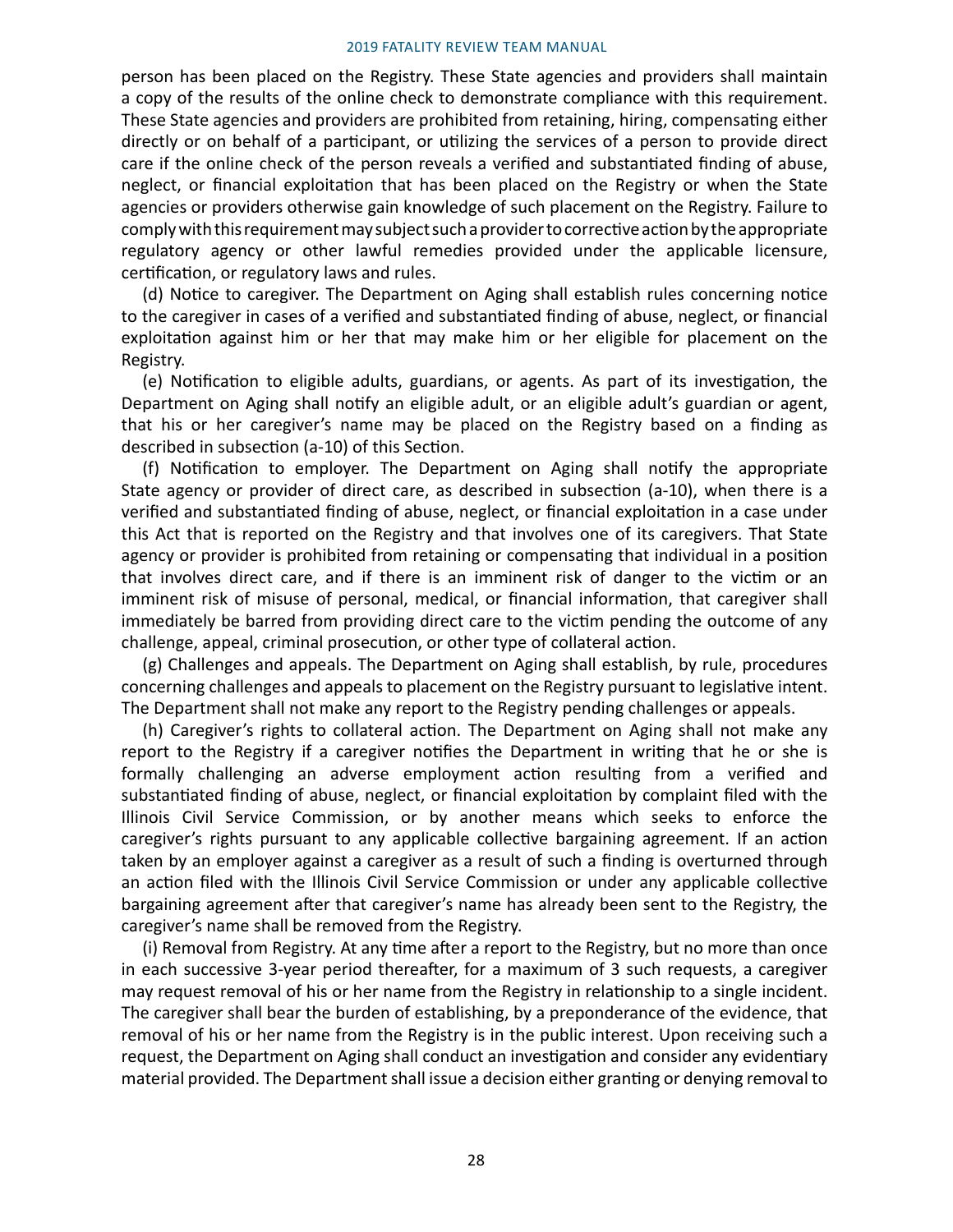person has been placed on the Registry. These State agencies and providers shall maintain a copy of the results of the online check to demonstrate compliance with this requirement. These State agencies and providers are prohibited from retaining, hiring, compensating either directly or on behalf of a participant, or utilizing the services of a person to provide direct care if the online check of the person reveals a verified and substantiated finding of abuse, neglect, or financial exploitation that has been placed on the Registry or when the State agencies or providers otherwise gain knowledge of such placement on the Registry. Failure to comply with this requirement may subject such a provider to corrective action by the appropriate regulatory agency or other lawful remedies provided under the applicable licensure, certification, or regulatory laws and rules.

(d) Notice to caregiver. The Department on Aging shall establish rules concerning notice to the caregiver in cases of a verified and substantiated finding of abuse, neglect, or financial exploitation against him or her that may make him or her eligible for placement on the Registry.

(e) Notification to eligible adults, guardians, or agents. As part of its investigation, the Department on Aging shall notify an eligible adult, or an eligible adult's guardian or agent, that his or her caregiver's name may be placed on the Registry based on a finding as described in subsection (a-10) of this Section.

(f) Notification to employer. The Department on Aging shall notify the appropriate State agency or provider of direct care, as described in subsection (a-10), when there is a verified and substantiated finding of abuse, neglect, or financial exploitation in a case under this Act that is reported on the Registry and that involves one of its caregivers. That State agency or provider is prohibited from retaining or compensating that individual in a position that involves direct care, and if there is an imminent risk of danger to the victim or an imminent risk of misuse of personal, medical, or financial information, that caregiver shall immediately be barred from providing direct care to the victim pending the outcome of any challenge, appeal, criminal prosecution, or other type of collateral action.

(g) Challenges and appeals. The Department on Aging shall establish, by rule, procedures concerning challenges and appeals to placement on the Registry pursuant to legislative intent. The Department shall not make any report to the Registry pending challenges or appeals.

(h) Caregiver's rights to collateral action. The Department on Aging shall not make any report to the Registry if a caregiver notifies the Department in writing that he or she is formally challenging an adverse employment action resulting from a verified and substantiated finding of abuse, neglect, or financial exploitation by complaint filed with the Illinois Civil Service Commission, or by another means which seeks to enforce the caregiver's rights pursuant to any applicable collective bargaining agreement. If an action taken by an employer against a caregiver as a result of such a finding is overturned through an action filed with the Illinois Civil Service Commission or under any applicable collective bargaining agreement after that caregiver's name has already been sent to the Registry, the caregiver's name shall be removed from the Registry.

(i) Removal from Registry. At any time after a report to the Registry, but no more than once in each successive 3-year period thereafter, for a maximum of 3 such requests, a caregiver may request removal of his or her name from the Registry in relationship to a single incident. The caregiver shall bear the burden of establishing, by a preponderance of the evidence, that removal of his or her name from the Registry is in the public interest. Upon receiving such a request, the Department on Aging shall conduct an investigation and consider any evidentiary material provided. The Department shall issue a decision either granting or denying removal to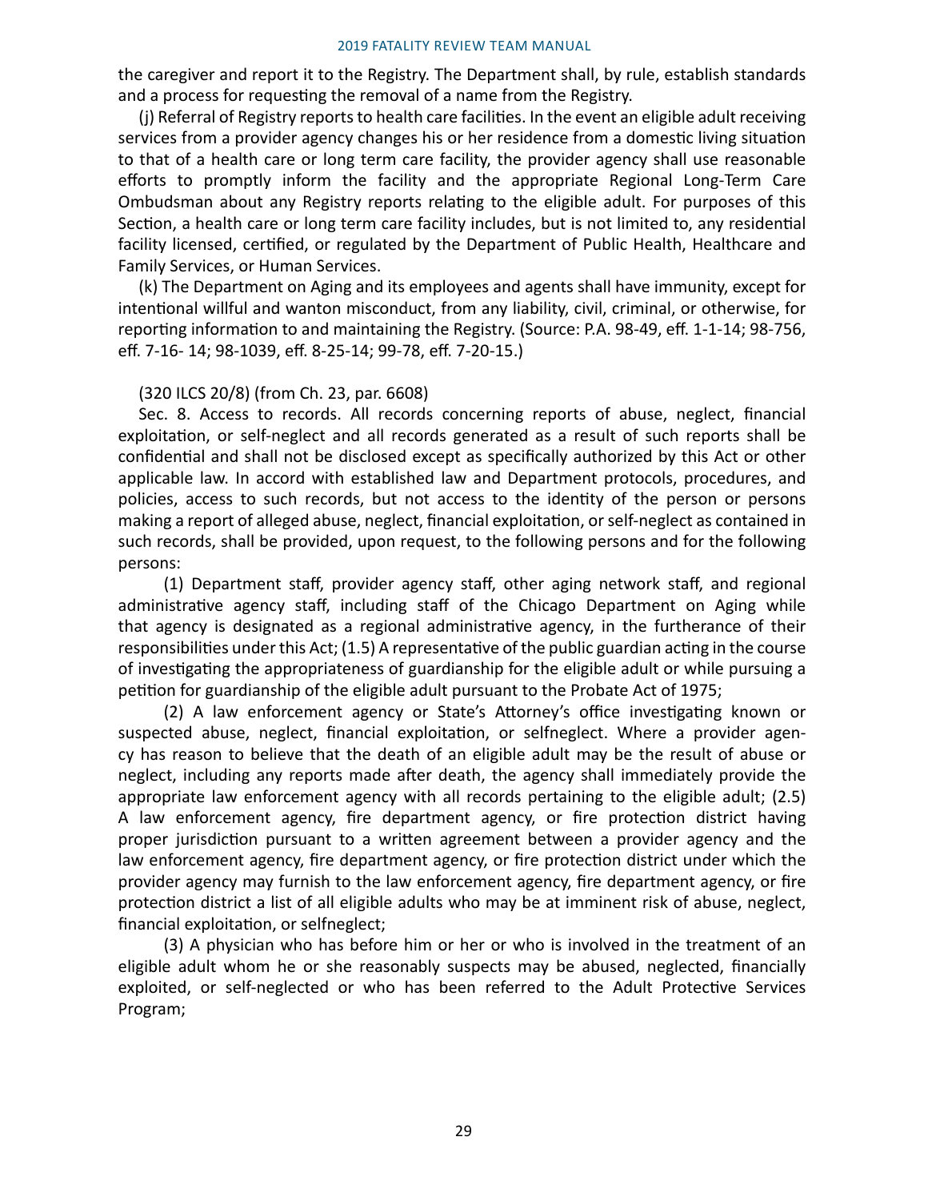the caregiver and report it to the Registry. The Department shall, by rule, establish standards and a process for requesting the removal of a name from the Registry.

(j) Referral of Registry reports to health care facilities. In the event an eligible adult receiving services from a provider agency changes his or her residence from a domestic living situation to that of a health care or long term care facility, the provider agency shall use reasonable efforts to promptly inform the facility and the appropriate Regional Long-Term Care Ombudsman about any Registry reports relating to the eligible adult. For purposes of this Section, a health care or long term care facility includes, but is not limited to, any residential facility licensed, certified, or regulated by the Department of Public Health, Healthcare and Family Services, or Human Services.

(k) The Department on Aging and its employees and agents shall have immunity, except for intentional willful and wanton misconduct, from any liability, civil, criminal, or otherwise, for reporting information to and maintaining the Registry. (Source: P.A. 98-49, eff. 1-1-14; 98-756, eff. 7-16- 14; 98-1039, eff. 8-25-14; 99-78, eff. 7-20-15.)

(320 ILCS 20/8) (from Ch. 23, par. 6608)

Sec. 8. Access to records. All records concerning reports of abuse, neglect, financial exploitation, or self-neglect and all records generated as a result of such reports shall be confidential and shall not be disclosed except as specifically authorized by this Act or other applicable law. In accord with established law and Department protocols, procedures, and policies, access to such records, but not access to the identity of the person or persons making a report of alleged abuse, neglect, financial exploitation, or self-neglect as contained in such records, shall be provided, upon request, to the following persons and for the following persons:

(1) Department staff, provider agency staff, other aging network staff, and regional administrative agency staff, including staff of the Chicago Department on Aging while that agency is designated as a regional administrative agency, in the furtherance of their responsibilities under this Act; (1.5) A representative of the public guardian acting in the course of investigating the appropriateness of guardianship for the eligible adult or while pursuing a petition for guardianship of the eligible adult pursuant to the Probate Act of 1975;

(2) A law enforcement agency or State's Attorney's office investigating known or suspected abuse, neglect, financial exploitation, or selfneglect. Where a provider agency has reason to believe that the death of an eligible adult may be the result of abuse or neglect, including any reports made after death, the agency shall immediately provide the appropriate law enforcement agency with all records pertaining to the eligible adult; (2.5) A law enforcement agency, fire department agency, or fire protection district having proper jurisdiction pursuant to a written agreement between a provider agency and the law enforcement agency, fire department agency, or fire protection district under which the provider agency may furnish to the law enforcement agency, fire department agency, or fire protection district a list of all eligible adults who may be at imminent risk of abuse, neglect, financial exploitation, or selfneglect;

(3) A physician who has before him or her or who is involved in the treatment of an eligible adult whom he or she reasonably suspects may be abused, neglected, financially exploited, or self-neglected or who has been referred to the Adult Protective Services Program;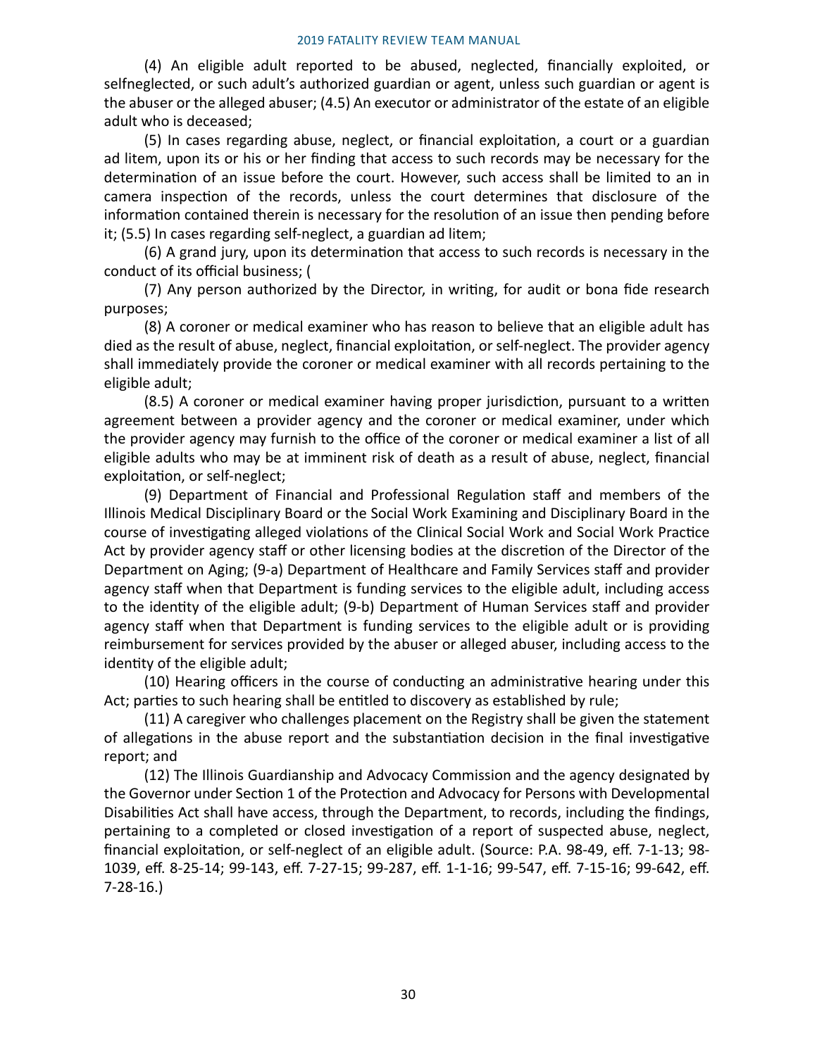(4) An eligible adult reported to be abused, neglected, financially exploited, or selfneglected, or such adult's authorized guardian or agent, unless such guardian or agent is the abuser or the alleged abuser; (4.5) An executor or administrator of the estate of an eligible adult who is deceased;

(5) In cases regarding abuse, neglect, or financial exploitation, a court or a guardian ad litem, upon its or his or her finding that access to such records may be necessary for the determination of an issue before the court. However, such access shall be limited to an in camera inspection of the records, unless the court determines that disclosure of the information contained therein is necessary for the resolution of an issue then pending before it; (5.5) In cases regarding self-neglect, a guardian ad litem;

(6) A grand jury, upon its determination that access to such records is necessary in the conduct of its official business; (

(7) Any person authorized by the Director, in writing, for audit or bona fide research purposes;

(8) A coroner or medical examiner who has reason to believe that an eligible adult has died as the result of abuse, neglect, financial exploitation, or self-neglect. The provider agency shall immediately provide the coroner or medical examiner with all records pertaining to the eligible adult;

(8.5) A coroner or medical examiner having proper jurisdiction, pursuant to a written agreement between a provider agency and the coroner or medical examiner, under which the provider agency may furnish to the office of the coroner or medical examiner a list of all eligible adults who may be at imminent risk of death as a result of abuse, neglect, financial exploitation, or self-neglect;

(9) Department of Financial and Professional Regulation staff and members of the Illinois Medical Disciplinary Board or the Social Work Examining and Disciplinary Board in the course of investigating alleged violations of the Clinical Social Work and Social Work Practice Act by provider agency staff or other licensing bodies at the discretion of the Director of the Department on Aging; (9-a) Department of Healthcare and Family Services staff and provider agency staff when that Department is funding services to the eligible adult, including access to the identity of the eligible adult; (9-b) Department of Human Services staff and provider agency staff when that Department is funding services to the eligible adult or is providing reimbursement for services provided by the abuser or alleged abuser, including access to the identity of the eligible adult;

(10) Hearing officers in the course of conducting an administrative hearing under this Act; parties to such hearing shall be entitled to discovery as established by rule;

(11) A caregiver who challenges placement on the Registry shall be given the statement of allegations in the abuse report and the substantiation decision in the final investigative report; and

(12) The Illinois Guardianship and Advocacy Commission and the agency designated by the Governor under Section 1 of the Protection and Advocacy for Persons with Developmental Disabilities Act shall have access, through the Department, to records, including the findings, pertaining to a completed or closed investigation of a report of suspected abuse, neglect, financial exploitation, or self-neglect of an eligible adult. (Source: P.A. 98-49, eff. 7-1-13; 98-1039, eff. 8-25-14; 99-143, eff. 7-27-15; 99-287, eff. 1-1-16; 99-547, eff. 7-15-16; 99-642, eff. 7-28-16.)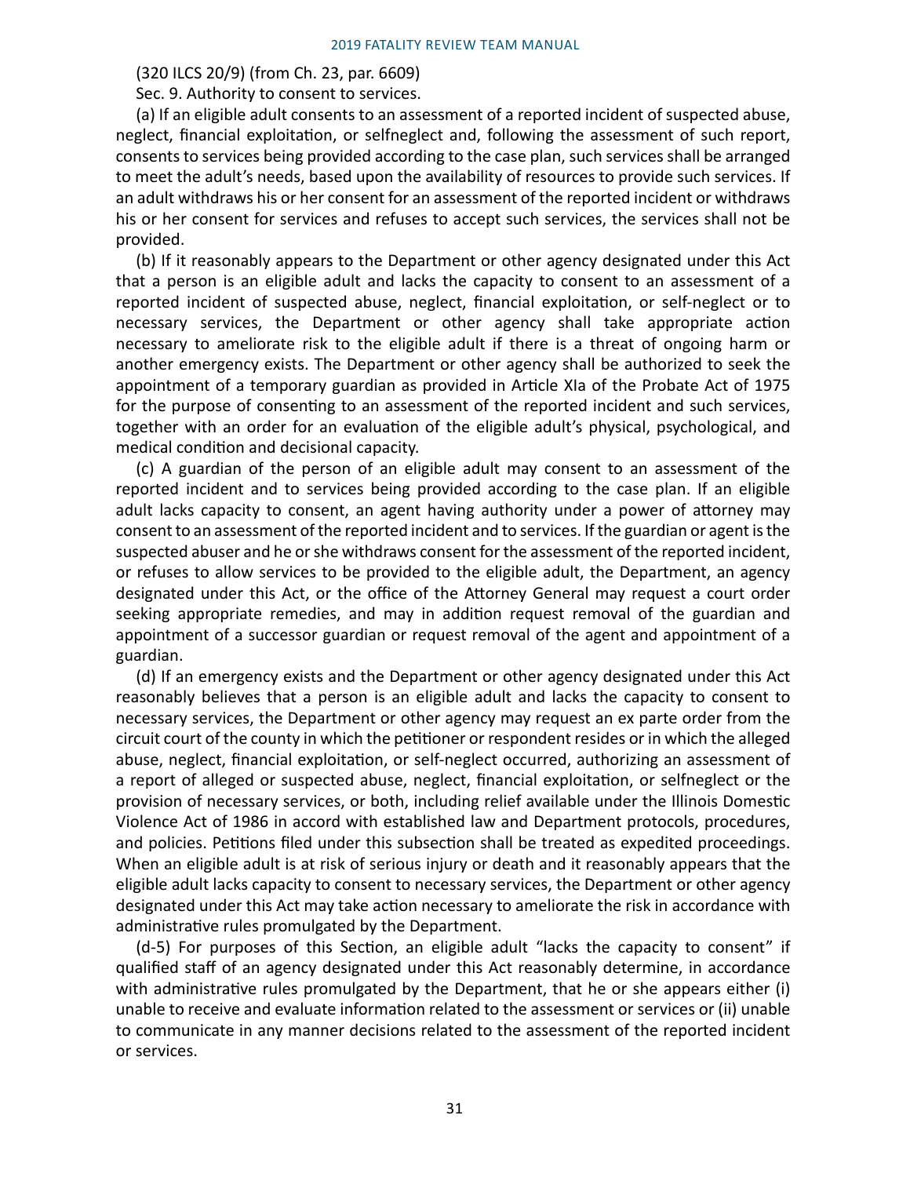(320 ILCS 20/9) (from Ch. 23, par. 6609)

Sec. 9. Authority to consent to services.

(a) If an eligible adult consents to an assessment of a reported incident of suspected abuse, neglect, financial exploitation, or selfneglect and, following the assessment of such report, consents to services being provided according to the case plan, such services shall be arranged to meet the adult's needs, based upon the availability of resources to provide such services. If an adult withdraws his or her consent for an assessment of the reported incident or withdraws his or her consent for services and refuses to accept such services, the services shall not be provided.

(b) If it reasonably appears to the Department or other agency designated under this Act that a person is an eligible adult and lacks the capacity to consent to an assessment of a reported incident of suspected abuse, neglect, financial exploitation, or self-neglect or to necessary services, the Department or other agency shall take appropriate action necessary to ameliorate risk to the eligible adult if there is a threat of ongoing harm or another emergency exists. The Department or other agency shall be authorized to seek the appointment of a temporary guardian as provided in Article XIa of the Probate Act of 1975 for the purpose of consenting to an assessment of the reported incident and such services, together with an order for an evaluation of the eligible adult's physical, psychological, and medical condition and decisional capacity.

(c) A guardian of the person of an eligible adult may consent to an assessment of the reported incident and to services being provided according to the case plan. If an eligible adult lacks capacity to consent, an agent having authority under a power of attorney may consent to an assessment of the reported incident and to services. If the guardian or agent is the suspected abuser and he or she withdraws consent for the assessment of the reported incident, or refuses to allow services to be provided to the eligible adult, the Department, an agency designated under this Act, or the office of the Attorney General may request a court order seeking appropriate remedies, and may in addition request removal of the guardian and appointment of a successor guardian or request removal of the agent and appointment of a guardian.

(d) If an emergency exists and the Department or other agency designated under this Act reasonably believes that a person is an eligible adult and lacks the capacity to consent to necessary services, the Department or other agency may request an ex parte order from the circuit court of the county in which the petitioner or respondent resides or in which the alleged abuse, neglect, financial exploitation, or self-neglect occurred, authorizing an assessment of a report of alleged or suspected abuse, neglect, financial exploitation, or selfneglect or the provision of necessary services, or both, including relief available under the Illinois Domestic Violence Act of 1986 in accord with established law and Department protocols, procedures, and policies. Petitions filed under this subsection shall be treated as expedited proceedings. When an eligible adult is at risk of serious injury or death and it reasonably appears that the eligible adult lacks capacity to consent to necessary services, the Department or other agency designated under this Act may take action necessary to ameliorate the risk in accordance with administrative rules promulgated by the Department.

(d-5) For purposes of this Section, an eligible adult "lacks the capacity to consent" if qualified staff of an agency designated under this Act reasonably determine, in accordance with administrative rules promulgated by the Department, that he or she appears either (i) unable to receive and evaluate information related to the assessment or services or (ii) unable to communicate in any manner decisions related to the assessment of the reported incident or services.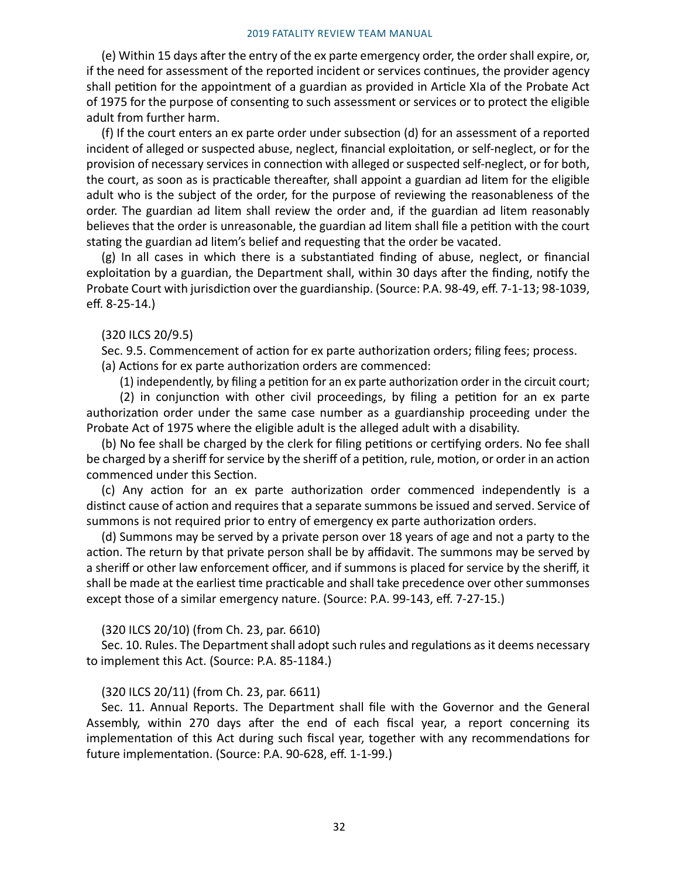(e) Within 15 days after the entry of the ex parte emergency order, the order shall expire, or, if the need for assessment of the reported incident or services continues, the provider agency shall petition for the appointment of a guardian as provided in Article XIa of the Probate Act of 1975 for the purpose of consenting to such assessment or services or to protect the eligible adult from further harm.

(f) If the court enters an ex parte order under subsection (d) for an assessment of a reported incident of alleged or suspected abuse, neglect, financial exploitation, or self-neglect, or for the provision of necessary services in connection with alleged or suspected self-neglect, or for both, the court, as soon as is practicable thereafter, shall appoint a guardian ad litem for the eligible adult who is the subject of the order, for the purpose of reviewing the reasonableness of the order. The guardian ad litem shall review the order and, if the guardian ad litem reasonably believes that the order is unreasonable, the guardian ad litem shall file a petition with the court stating the guardian ad litem's belief and requesting that the order be vacated.

(g) In all cases in which there is a substantiated finding of abuse, neglect, or financial exploitation by a guardian, the Department shall, within 30 days after the finding, notify the Probate Court with jurisdiction over the guardianship. (Source: P.A. 98-49, eff. 7-1-13; 98-1039, eff. 8-25-14.)

(320 ILCS 20/9.5)

Sec. 9.5. Commencement of action for ex parte authorization orders; filing fees; process.

(a) Actions for ex parte authorization orders are commenced:

(1) independently, by filing a petition for an ex parte authorization order in the circuit court;

(2) in conjunction with other civil proceedings, by filing a petition for an ex parte authorization order under the same case number as a guardianship proceeding under the Probate Act of 1975 where the eligible adult is the alleged adult with a disability.

(b) No fee shall be charged by the clerk for filing petitions or certifying orders. No fee shall be charged by a sheriff for service by the sheriff of a petition, rule, motion, or order in an action commenced under this Section.

(c) Any action for an ex parte authorization order commenced independently is a distinct cause of action and requires that a separate summons be issued and served. Service of summons is not required prior to entry of emergency ex parte authorization orders.

(d) Summons may be served by a private person over 18 years of age and not a party to the action. The return by that private person shall be by affidavit. The summons may be served by a sheriff or other law enforcement officer, and if summons is placed for service by the sheriff, it shall be made at the earliest time practicable and shall take precedence over other summonses except those of a similar emergency nature. (Source: P.A. 99-143, eff. 7-27-15.)

(320 ILCS 20/10) (from Ch. 23, par. 6610)

Sec. 10. Rules. The Department shall adopt such rules and regulations as it deems necessary to implement this Act. (Source: P.A. 85-1184.)

(320 ILCS 20/11) (from Ch. 23, par. 6611)

Sec. 11. Annual Reports. The Department shall file with the Governor and the General Assembly, within 270 days after the end of each fiscal year, a report concerning its implementation of this Act during such fiscal year, together with any recommendations for future implementation. (Source: P.A. 90-628, eff. 1-1-99.)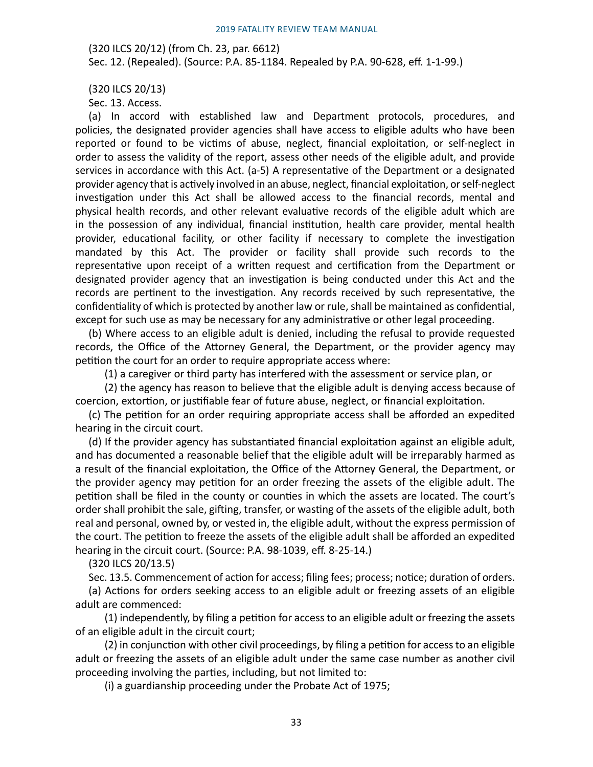(320 ILCS 20/12) (from Ch. 23, par. 6612)

Sec. 12. (Repealed). (Source: P.A. 85-1184. Repealed by P.A. 90-628, eff. 1-1-99.)

(320 ILCS 20/13)

Sec. 13. Access.

(a) In accord with established law and Department protocols, procedures, and policies, the designated provider agencies shall have access to eligible adults who have been reported or found to be victims of abuse, neglect, financial exploitation, or self-neglect in order to assess the validity of the report, assess other needs of the eligible adult, and provide services in accordance with this Act. (a-5) A representative of the Department or a designated provider agency that is actively involved in an abuse, neglect, financial exploitation, or self-neglect investigation under this Act shall be allowed access to the financial records, mental and physical health records, and other relevant evaluative records of the eligible adult which are in the possession of any individual, financial institution, health care provider, mental health provider, educational facility, or other facility if necessary to complete the investigation mandated by this Act. The provider or facility shall provide such records to the representative upon receipt of a written request and certification from the Department or designated provider agency that an investigation is being conducted under this Act and the records are pertinent to the investigation. Any records received by such representative, the confidentiality of which is protected by another law or rule, shall be maintained as confidential, except for such use as may be necessary for any administrative or other legal proceeding.

(b) Where access to an eligible adult is denied, including the refusal to provide requested records, the Office of the Attorney General, the Department, or the provider agency may petition the court for an order to require appropriate access where:

(1) a caregiver or third party has interfered with the assessment or service plan, or

(2) the agency has reason to believe that the eligible adult is denying access because of coercion, extortion, or justifiable fear of future abuse, neglect, or financial exploitation.

(c) The petition for an order requiring appropriate access shall be afforded an expedited hearing in the circuit court.

(d) If the provider agency has substantiated financial exploitation against an eligible adult, and has documented a reasonable belief that the eligible adult will be irreparably harmed as a result of the financial exploitation, the Office of the Attorney General, the Department, or the provider agency may petition for an order freezing the assets of the eligible adult. The petition shall be filed in the county or counties in which the assets are located. The court's order shall prohibit the sale, gifting, transfer, or wasting of the assets of the eligible adult, both real and personal, owned by, or vested in, the eligible adult, without the express permission of the court. The petition to freeze the assets of the eligible adult shall be afforded an expedited hearing in the circuit court. (Source: P.A. 98-1039, eff. 8-25-14.)

(320 ILCS 20/13.5)

Sec. 13.5. Commencement of action for access; filing fees; process; notice; duration of orders.

(a) Actions for orders seeking access to an eligible adult or freezing assets of an eligible adult are commenced:

(1) independently, by filing a petition for access to an eligible adult or freezing the assets of an eligible adult in the circuit court;

(2) in conjunction with other civil proceedings, by filing a petition for access to an eligible adult or freezing the assets of an eligible adult under the same case number as another civil proceeding involving the parties, including, but not limited to:

(i) a guardianship proceeding under the Probate Act of 1975;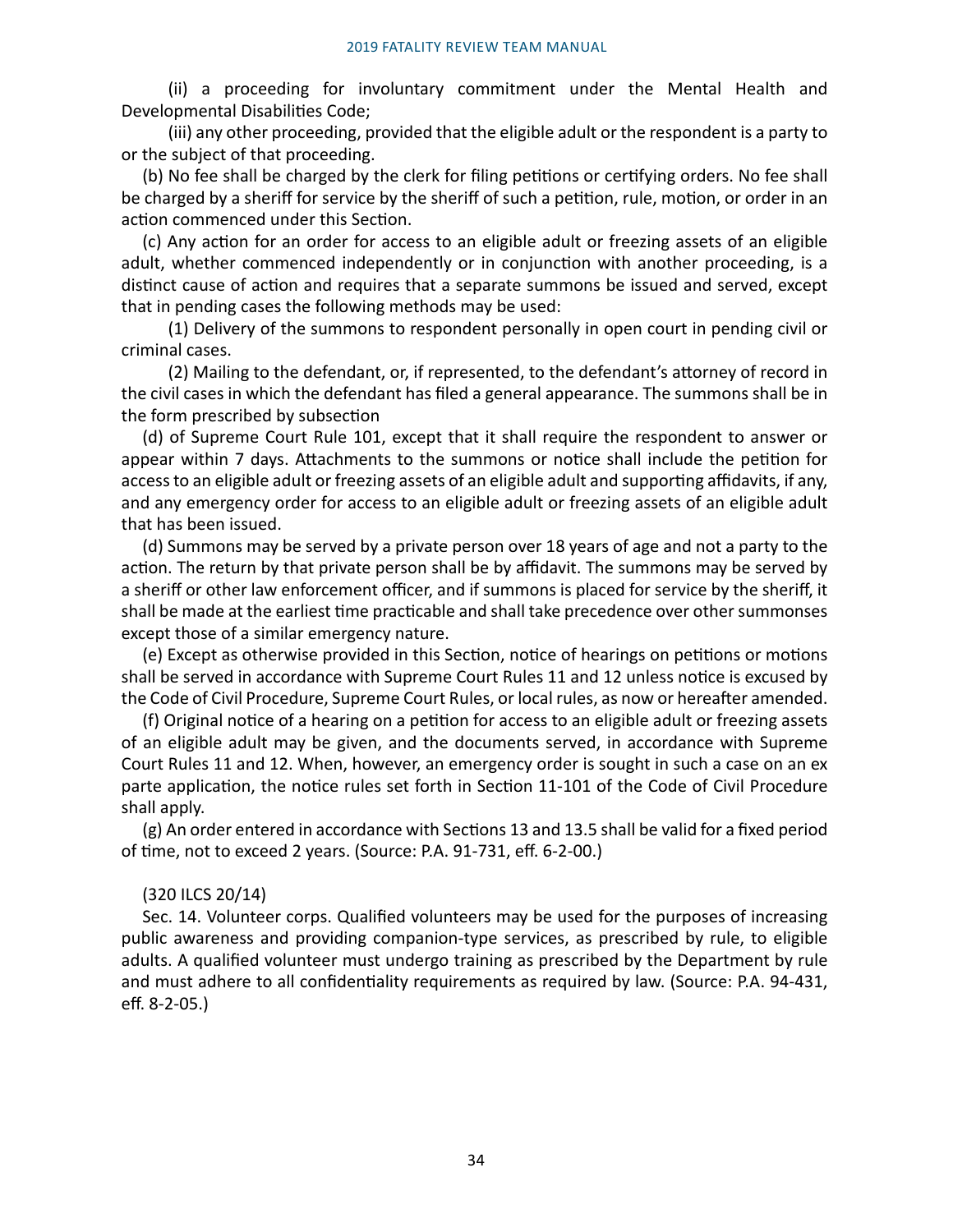(ii) a proceeding for involuntary commitment under the Mental Health and Developmental Disabilities Code;

(iii) any other proceeding, provided that the eligible adult or the respondent is a party to or the subject of that proceeding.

(b) No fee shall be charged by the clerk for filing petitions or certifying orders. No fee shall be charged by a sheriff for service by the sheriff of such a petition, rule, motion, or order in an action commenced under this Section.

(c) Any action for an order for access to an eligible adult or freezing assets of an eligible adult, whether commenced independently or in conjunction with another proceeding, is a distinct cause of action and requires that a separate summons be issued and served, except that in pending cases the following methods may be used:

(1) Delivery of the summons to respondent personally in open court in pending civil or criminal cases.

(2) Mailing to the defendant, or, if represented, to the defendant's attorney of record in the civil cases in which the defendant has filed a general appearance. The summons shall be in the form prescribed by subsection

(d) of Supreme Court Rule 101, except that it shall require the respondent to answer or appear within 7 days. Attachments to the summons or notice shall include the petition for access to an eligible adult or freezing assets of an eligible adult and supporting affidavits, if any, and any emergency order for access to an eligible adult or freezing assets of an eligible adult that has been issued.

(d) Summons may be served by a private person over 18 years of age and not a party to the action. The return by that private person shall be by affidavit. The summons may be served by a sheriff or other law enforcement officer, and if summons is placed for service by the sheriff, it shall be made at the earliest time practicable and shall take precedence over other summonses except those of a similar emergency nature.

(e) Except as otherwise provided in this Section, notice of hearings on petitions or motions shall be served in accordance with Supreme Court Rules 11 and 12 unless notice is excused by the Code of Civil Procedure, Supreme Court Rules, or local rules, as now or hereafter amended.

(f) Original notice of a hearing on a petition for access to an eligible adult or freezing assets of an eligible adult may be given, and the documents served, in accordance with Supreme Court Rules 11 and 12. When, however, an emergency order is sought in such a case on an ex parte application, the notice rules set forth in Section 11-101 of the Code of Civil Procedure shall apply.

(g) An order entered in accordance with Sections 13 and 13.5 shall be valid for a fixed period of time, not to exceed 2 years. (Source: P.A. 91-731, eff. 6-2-00.)

(320 ILCS 20/14)

Sec. 14. Volunteer corps. Qualified volunteers may be used for the purposes of increasing public awareness and providing companion-type services, as prescribed by rule, to eligible adults. A qualified volunteer must undergo training as prescribed by the Department by rule and must adhere to all confidentiality requirements as required by law. (Source: P.A. 94-431, eff. 8-2-05.)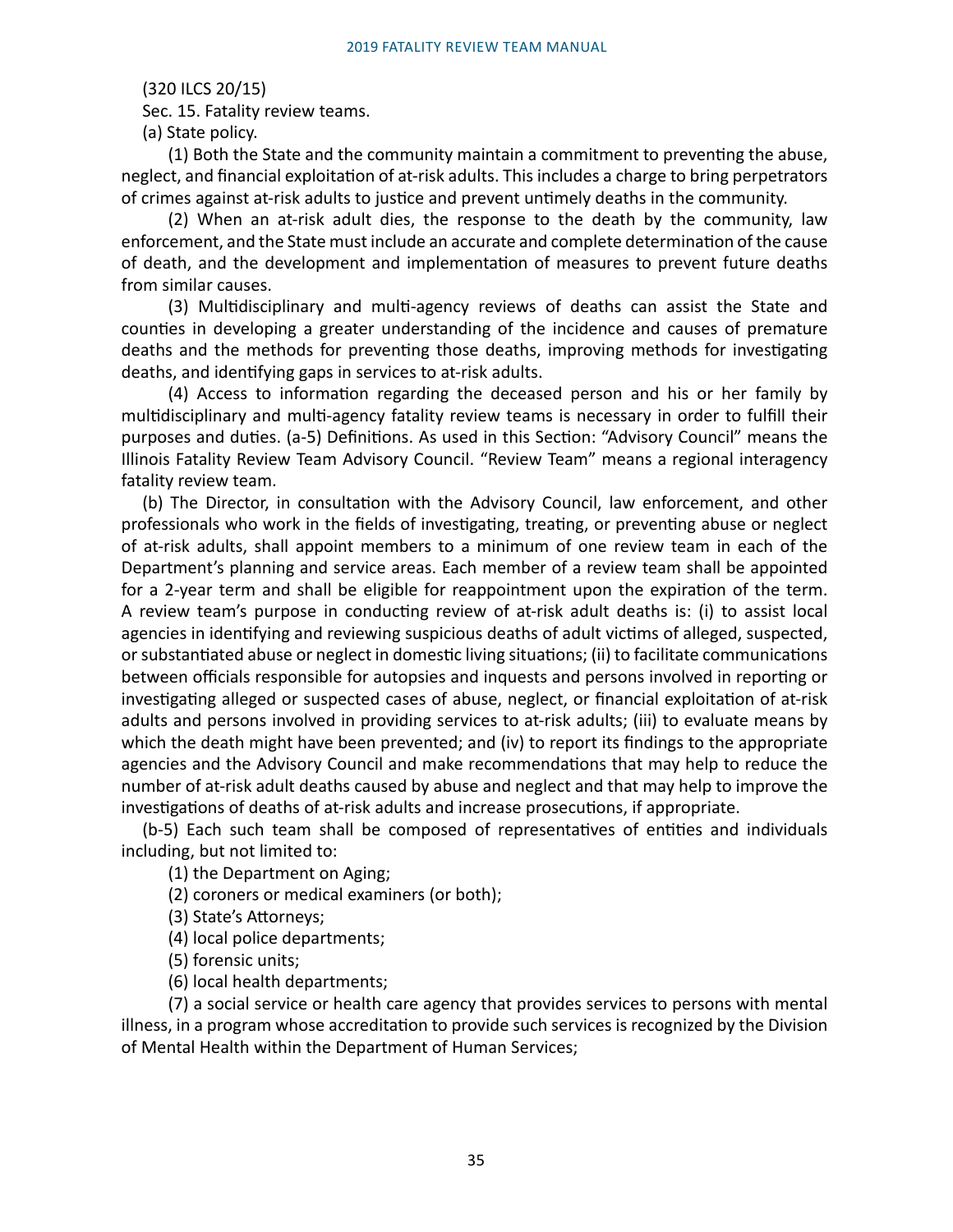(320 ILCS 20/15)

Sec. 15. Fatality review teams.

(a) State policy.

(1) Both the State and the community maintain a commitment to preventing the abuse, neglect, and financial exploitation of at-risk adults. This includes a charge to bring perpetrators of crimes against at-risk adults to justice and prevent untimely deaths in the community.

(2) When an at-risk adult dies, the response to the death by the community, law enforcement, and the State must include an accurate and complete determination of the cause of death, and the development and implementation of measures to prevent future deaths from similar causes.

(3) Multidisciplinary and multi-agency reviews of deaths can assist the State and counties in developing a greater understanding of the incidence and causes of premature deaths and the methods for preventing those deaths, improving methods for investigating deaths, and identifying gaps in services to at-risk adults.

(4) Access to information regarding the deceased person and his or her family by multidisciplinary and multi-agency fatality review teams is necessary in order to fulfill their purposes and duties. (a-5) Definitions. As used in this Section: "Advisory Council" means the Illinois Fatality Review Team Advisory Council. "Review Team" means a regional interagency fatality review team.

(b) The Director, in consultation with the Advisory Council, law enforcement, and other professionals who work in the fields of investigating, treating, or preventing abuse or neglect of at-risk adults, shall appoint members to a minimum of one review team in each of the Department's planning and service areas. Each member of a review team shall be appointed for a 2-year term and shall be eligible for reappointment upon the expiration of the term. A review team's purpose in conducting review of at-risk adult deaths is: (i) to assist local agencies in identifying and reviewing suspicious deaths of adult victims of alleged, suspected, or substantiated abuse or neglect in domestic living situations; (ii) to facilitate communications between officials responsible for autopsies and inquests and persons involved in reporting or investigating alleged or suspected cases of abuse, neglect, or financial exploitation of at-risk adults and persons involved in providing services to at-risk adults; (iii) to evaluate means by which the death might have been prevented; and (iv) to report its findings to the appropriate agencies and the Advisory Council and make recommendations that may help to reduce the number of at-risk adult deaths caused by abuse and neglect and that may help to improve the investigations of deaths of at-risk adults and increase prosecutions, if appropriate.

(b-5) Each such team shall be composed of representatives of entities and individuals including, but not limited to:

(1) the Department on Aging;

(2) coroners or medical examiners (or both);

(3) State's Attorneys;

(4) local police departments;

(5) forensic units;

(6) local health departments;

(7) a social service or health care agency that provides services to persons with mental illness, in a program whose accreditation to provide such services is recognized by the Division of Mental Health within the Department of Human Services;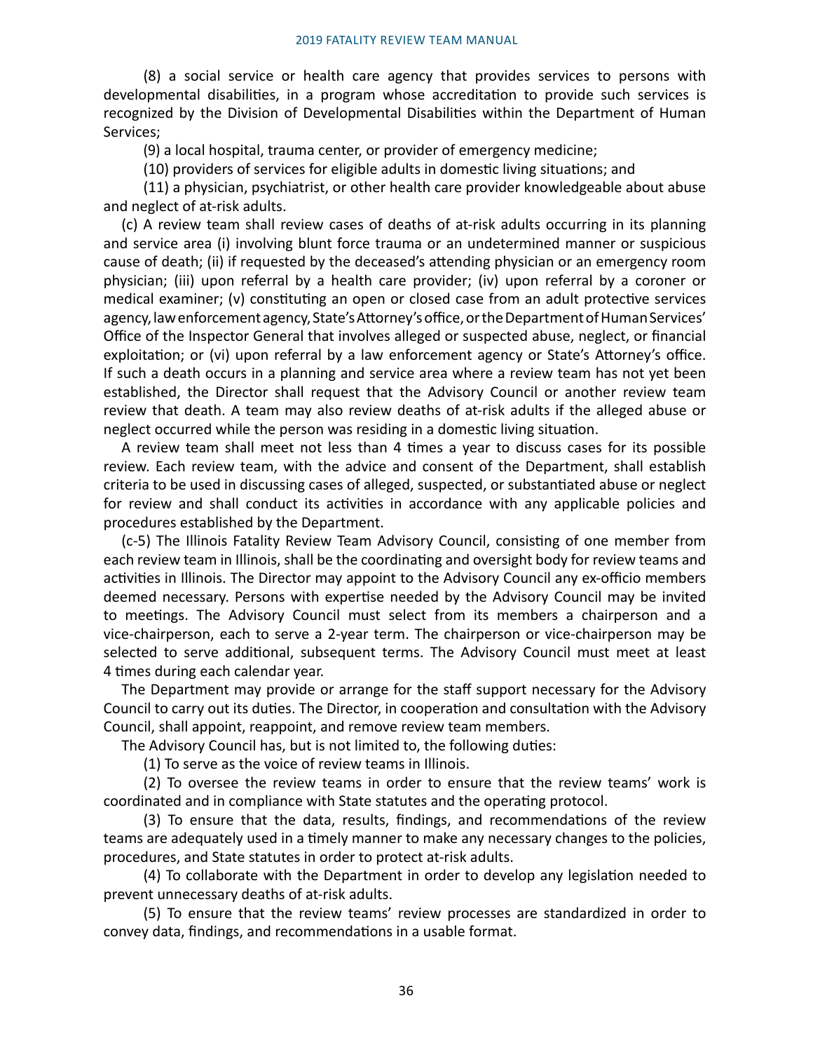(8) a social service or health care agency that provides services to persons with developmental disabilities, in a program whose accreditation to provide such services is recognized by the Division of Developmental Disabilities within the Department of Human Services;

(9) a local hospital, trauma center, or provider of emergency medicine;

(10) providers of services for eligible adults in domestic living situations; and

(11) a physician, psychiatrist, or other health care provider knowledgeable about abuse and neglect of at-risk adults.

(c) A review team shall review cases of deaths of at-risk adults occurring in its planning and service area (i) involving blunt force trauma or an undetermined manner or suspicious cause of death; (ii) if requested by the deceased's attending physician or an emergency room physician; (iii) upon referral by a health care provider; (iv) upon referral by a coroner or medical examiner; (v) constituting an open or closed case from an adult protective services agency, law enforcement agency, State's Attorney's office, or the Department of Human Services' Office of the Inspector General that involves alleged or suspected abuse, neglect, or financial exploitation; or (vi) upon referral by a law enforcement agency or State's Attorney's office. If such a death occurs in a planning and service area where a review team has not yet been established, the Director shall request that the Advisory Council or another review team review that death. A team may also review deaths of at-risk adults if the alleged abuse or neglect occurred while the person was residing in a domestic living situation.

A review team shall meet not less than 4 times a year to discuss cases for its possible review. Each review team, with the advice and consent of the Department, shall establish criteria to be used in discussing cases of alleged, suspected, or substantiated abuse or neglect for review and shall conduct its activities in accordance with any applicable policies and procedures established by the Department.

(c-5) The Illinois Fatality Review Team Advisory Council, consisting of one member from each review team in Illinois, shall be the coordinating and oversight body for review teams and activities in Illinois. The Director may appoint to the Advisory Council any ex-officio members deemed necessary. Persons with expertise needed by the Advisory Council may be invited to meetings. The Advisory Council must select from its members a chairperson and a vice-chairperson, each to serve a 2-year term. The chairperson or vice-chairperson may be selected to serve additional, subsequent terms. The Advisory Council must meet at least 4 times during each calendar year.

The Department may provide or arrange for the staff support necessary for the Advisory Council to carry out its duties. The Director, in cooperation and consultation with the Advisory Council, shall appoint, reappoint, and remove review team members.

The Advisory Council has, but is not limited to, the following duties:

(1) To serve as the voice of review teams in Illinois.

(2) To oversee the review teams in order to ensure that the review teams' work is coordinated and in compliance with State statutes and the operating protocol.

(3) To ensure that the data, results, findings, and recommendations of the review teams are adequately used in a timely manner to make any necessary changes to the policies, procedures, and State statutes in order to protect at-risk adults.

(4) To collaborate with the Department in order to develop any legislation needed to prevent unnecessary deaths of at-risk adults.

(5) To ensure that the review teams' review processes are standardized in order to convey data, findings, and recommendations in a usable format.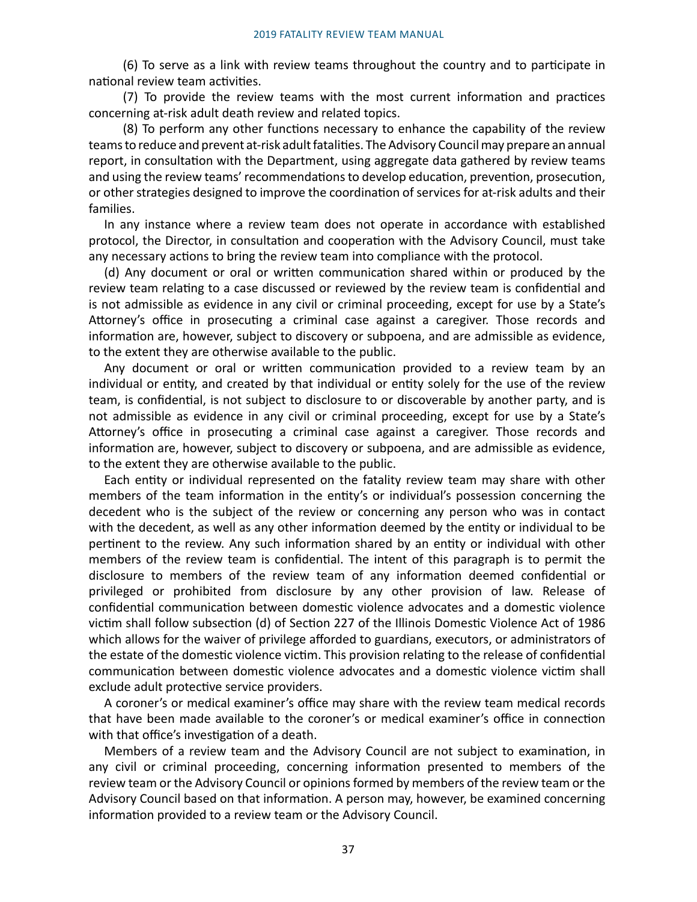(6) To serve as a link with review teams throughout the country and to participate in national review team activities.

(7) To provide the review teams with the most current information and practices concerning at-risk adult death review and related topics.

(8) To perform any other functions necessary to enhance the capability of the review teams to reduce and prevent at-risk adult fatalities. The Advisory Council may prepare an annual report, in consultation with the Department, using aggregate data gathered by review teams and using the review teams' recommendations to develop education, prevention, prosecution, or other strategies designed to improve the coordination of services for at-risk adults and their families.

In any instance where a review team does not operate in accordance with established protocol, the Director, in consultation and cooperation with the Advisory Council, must take any necessary actions to bring the review team into compliance with the protocol.

(d) Any document or oral or written communication shared within or produced by the review team relating to a case discussed or reviewed by the review team is confidential and is not admissible as evidence in any civil or criminal proceeding, except for use by a State's Attorney's office in prosecuting a criminal case against a caregiver. Those records and information are, however, subject to discovery or subpoena, and are admissible as evidence, to the extent they are otherwise available to the public.

Any document or oral or written communication provided to a review team by an individual or entity, and created by that individual or entity solely for the use of the review team, is confidential, is not subject to disclosure to or discoverable by another party, and is not admissible as evidence in any civil or criminal proceeding, except for use by a State's Attorney's office in prosecuting a criminal case against a caregiver. Those records and information are, however, subject to discovery or subpoena, and are admissible as evidence, to the extent they are otherwise available to the public.

Each entity or individual represented on the fatality review team may share with other members of the team information in the entity's or individual's possession concerning the decedent who is the subject of the review or concerning any person who was in contact with the decedent, as well as any other information deemed by the entity or individual to be pertinent to the review. Any such information shared by an entity or individual with other members of the review team is confidential. The intent of this paragraph is to permit the disclosure to members of the review team of any information deemed confidential or privileged or prohibited from disclosure by any other provision of law. Release of confidential communication between domestic violence advocates and a domestic violence victim shall follow subsection (d) of Section 227 of the Illinois Domestic Violence Act of 1986 which allows for the waiver of privilege afforded to guardians, executors, or administrators of the estate of the domestic violence victim. This provision relating to the release of confidential communication between domestic violence advocates and a domestic violence victim shall exclude adult protective service providers.

A coroner's or medical examiner's office may share with the review team medical records that have been made available to the coroner's or medical examiner's office in connection with that office's investigation of a death.

Members of a review team and the Advisory Council are not subject to examination, in any civil or criminal proceeding, concerning information presented to members of the review team or the Advisory Council or opinions formed by members of the review team or the Advisory Council based on that information. A person may, however, be examined concerning information provided to a review team or the Advisory Council.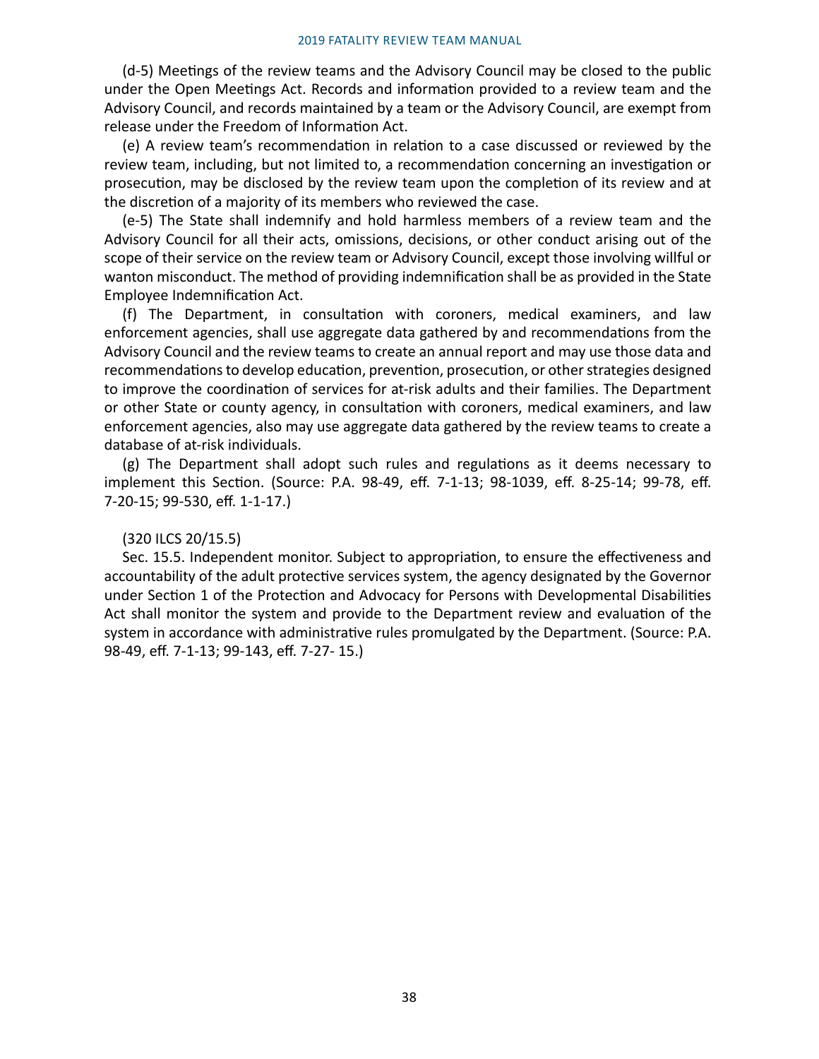(d-5) Meetings of the review teams and the Advisory Council may be closed to the public under the Open Meetings Act. Records and information provided to a review team and the Advisory Council, and records maintained by a team or the Advisory Council, are exempt from release under the Freedom of Information Act.

(e) A review team's recommendation in relation to a case discussed or reviewed by the review team, including, but not limited to, a recommendation concerning an investigation or prosecution, may be disclosed by the review team upon the completion of its review and at the discretion of a majority of its members who reviewed the case.

(e-5) The State shall indemnify and hold harmless members of a review team and the Advisory Council for all their acts, omissions, decisions, or other conduct arising out of the scope of their service on the review team or Advisory Council, except those involving willful or wanton misconduct. The method of providing indemnification shall be as provided in the State Employee Indemnification Act.

(f) The Department, in consultation with coroners, medical examiners, and law enforcement agencies, shall use aggregate data gathered by and recommendations from the Advisory Council and the review teams to create an annual report and may use those data and recommendations to develop education, prevention, prosecution, or other strategies designed to improve the coordination of services for at-risk adults and their families. The Department or other State or county agency, in consultation with coroners, medical examiners, and law enforcement agencies, also may use aggregate data gathered by the review teams to create a database of at-risk individuals.

(g) The Department shall adopt such rules and regulations as it deems necessary to implement this Section. (Source: P.A. 98-49, eff. 7-1-13; 98-1039, eff. 8-25-14; 99-78, eff. 7-20-15; 99-530, eff. 1-1-17.)

(320 ILCS 20/15.5)

Sec. 15.5. Independent monitor. Subject to appropriation, to ensure the effectiveness and accountability of the adult protective services system, the agency designated by the Governor under Section 1 of the Protection and Advocacy for Persons with Developmental Disabilities Act shall monitor the system and provide to the Department review and evaluation of the system in accordance with administrative rules promulgated by the Department. (Source: P.A. 98-49, eff. 7-1-13; 99-143, eff. 7-27- 15.)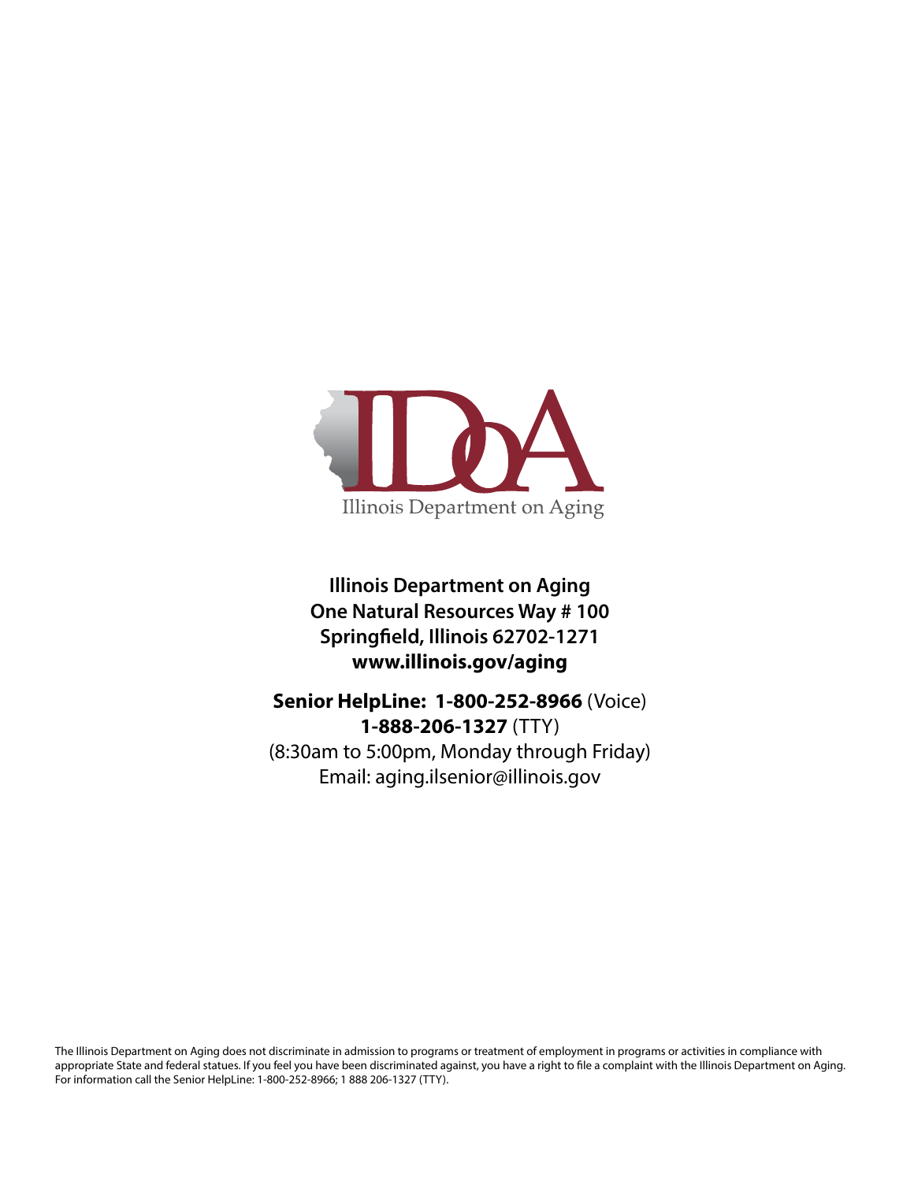Illinois Department on Aging

**Illinois Department on Aging**
**One Natural Resources Way # 100**
**Springfield, Illinois 62702-1271**
**www.illinois.gov/aging**

**Senior HelpLine: 1-800-252-8966** (Voice)
**1-888-206-1327** (TTY)
(8:30am to 5:00pm, Monday through Friday)
Email: aging.ilsenior@illinois.gov

The Illinois Department on Aging does not discriminate in admission to programs or treatment of employment in programs or activities in compliance with appropriate State and federal statues. If you feel you have been discriminated against, you have a right to file a complaint with the Illinois Department on Aging. For information call the Senior HelpLine: 1-800-252-8966; 1 888 206-1327 (TTY).